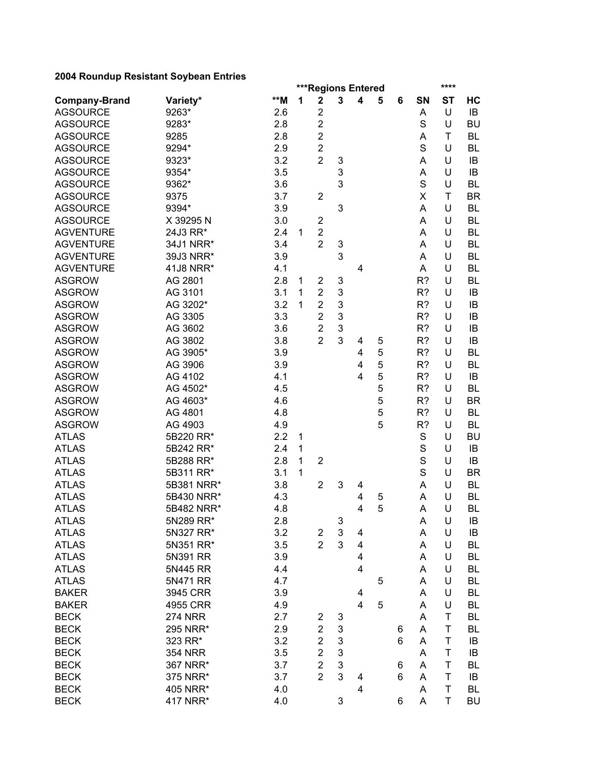**2004 Roundup Resistant Soybean Entries**

| | | | ***Regions Entered | | | | | | | **** | |
|---|---|---|---|---|---|---|---|---|---|---|---|
| **Company-Brand** | **Variety*** | **\*\*M** | **1** | **2** | **3** | **4** | **5** | **6** | **SN** | **ST** | **HC** |
| AGSOURCE | 9263* | 2.6 | | 2 | | | | | A | U | IB |
| AGSOURCE | 9283* | 2.8 | | 2 | | | | | S | U | BU |
| AGSOURCE | 9285 | 2.8 | | 2 | | | | | A | T | BL |
| AGSOURCE | 9294* | 2.9 | | 2 | | | | | S | U | BL |
| AGSOURCE | 9323* | 3.2 | | 2 | 3 | | | | A | U | IB |
| AGSOURCE | 9354* | 3.5 | | | 3 | | | | A | U | IB |
| AGSOURCE | 9362* | 3.6 | | | 3 | | | | S | U | BL |
| AGSOURCE | 9375 | 3.7 | | 2 | | | | | X | T | BR |
| AGSOURCE | 9394* | 3.9 | | | 3 | | | | A | U | BL |
| AGSOURCE | X 39295 N | 3.0 | | 2 | | | | | A | U | BL |
| AGVENTURE | 24J3 RR* | 2.4 | 1 | 2 | | | | | A | U | BL |
| AGVENTURE | 34J1 NRR* | 3.4 | | 2 | 3 | | | | A | U | BL |
| AGVENTURE | 39J3 NRR* | 3.9 | | | 3 | | | | A | U | BL |
| AGVENTURE | 41J8 NRR* | 4.1 | | | | 4 | | | A | U | BL |
| ASGROW | AG 2801 | 2.8 | 1 | 2 | 3 | | | | R? | U | BL |
| ASGROW | AG 3101 | 3.1 | 1 | 2 | 3 | | | | R? | U | IB |
| ASGROW | AG 3202* | 3.2 | 1 | 2 | 3 | | | | R? | U | IB |
| ASGROW | AG 3305 | 3.3 | | 2 | 3 | | | | R? | U | IB |
| ASGROW | AG 3602 | 3.6 | | 2 | 3 | | | | R? | U | IB |
| ASGROW | AG 3802 | 3.8 | | 2 | 3 | 4 | 5 | | R? | U | IB |
| ASGROW | AG 3905* | 3.9 | | | | 4 | 5 | | R? | U | BL |
| ASGROW | AG 3906 | 3.9 | | | | 4 | 5 | | R? | U | BL |
| ASGROW | AG 4102 | 4.1 | | | | 4 | 5 | | R? | U | IB |
| ASGROW | AG 4502* | 4.5 | | | | | 5 | | R? | U | BL |
| ASGROW | AG 4603* | 4.6 | | | | | 5 | | R? | U | BR |
| ASGROW | AG 4801 | 4.8 | | | | | 5 | | R? | U | BL |
| ASGROW | AG 4903 | 4.9 | | | | | 5 | | R? | U | BL |
| ATLAS | 5B220 RR* | 2.2 | 1 | | | | | | S | U | BU |
| ATLAS | 5B242 RR* | 2.4 | 1 | | | | | | S | U | IB |
| ATLAS | 5B288 RR* | 2.8 | 1 | 2 | | | | | S | U | IB |
| ATLAS | 5B311 RR* | 3.1 | 1 | | | | | | S | U | BR |
| ATLAS | 5B381 NRR* | 3.8 | | 2 | 3 | 4 | | | A | U | BL |
| ATLAS | 5B430 NRR* | 4.3 | | | | 4 | 5 | | A | U | BL |
| ATLAS | 5B482 NRR* | 4.8 | | | | 4 | 5 | | A | U | BL |
| ATLAS | 5N289 RR* | 2.8 | | | 3 | | | | A | U | IB |
| ATLAS | 5N327 RR* | 3.2 | | 2 | 3 | 4 | | | A | U | IB |
| ATLAS | 5N351 RR* | 3.5 | | 2 | 3 | 4 | | | A | U | BL |
| ATLAS | 5N391 RR | 3.9 | | | | 4 | | | A | U | BL |
| ATLAS | 5N445 RR | 4.4 | | | | 4 | | | A | U | BL |
| ATLAS | 5N471 RR | 4.7 | | | | | 5 | | A | U | BL |
| BAKER | 3945 CRR | 3.9 | | | | 4 | | | A | U | BL |
| BAKER | 4955 CRR | 4.9 | | | | 4 | 5 | | A | U | BL |
| BECK | 274 NRR | 2.7 | | 2 | 3 | | | | A | T | BL |
| BECK | 295 NRR* | 2.9 | | 2 | 3 | | | 6 | A | T | BL |
| BECK | 323 RR* | 3.2 | | 2 | 3 | | | 6 | A | T | IB |
| BECK | 354 NRR | 3.5 | | 2 | 3 | | | | A | T | IB |
| BECK | 367 NRR* | 3.7 | | 2 | 3 | | | 6 | A | T | BL |
| BECK | 375 NRR* | 3.7 | | 2 | 3 | 4 | | 6 | A | T | IB |
| BECK | 405 NRR* | 4.0 | | | | 4 | | | A | T | BL |
| BECK | 417 NRR* | 4.0 | | | 3 | | | 6 | A | T | BU |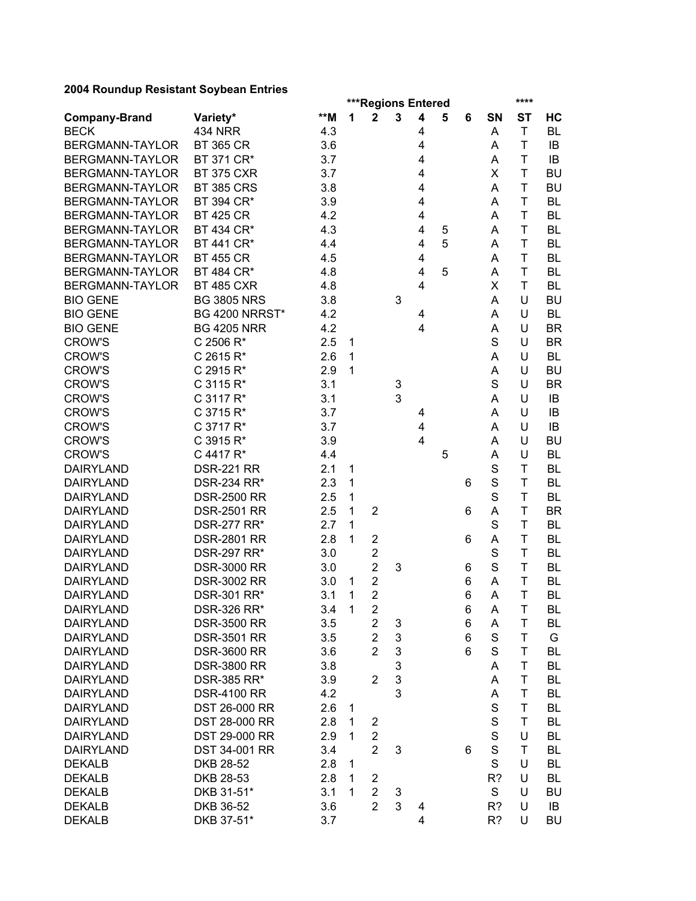**2004 Roundup Resistant Soybean Entries**

| Company-Brand | Variety* | **M | ***Regions Entered | | | | | | SN | **** ST | HC |
|---|---|---|---|---|---|---|---|---|---|---|---|
| | | | 1 | 2 | 3 | 4 | 5 | 6 | | | |
| BECK | 434 NRR | 4.3 | | | | 4 | | | A | T | BL |
| BERGMANN-TAYLOR | BT 365 CR | 3.6 | | | | 4 | | | A | T | IB |
| BERGMANN-TAYLOR | BT 371 CR* | 3.7 | | | | 4 | | | A | T | IB |
| BERGMANN-TAYLOR | BT 375 CXR | 3.7 | | | | 4 | | | X | T | BU |
| BERGMANN-TAYLOR | BT 385 CRS | 3.8 | | | | 4 | | | A | T | BU |
| BERGMANN-TAYLOR | BT 394 CR* | 3.9 | | | | 4 | | | A | T | BL |
| BERGMANN-TAYLOR | BT 425 CR | 4.2 | | | | 4 | | | A | T | BL |
| BERGMANN-TAYLOR | BT 434 CR* | 4.3 | | | | 4 | 5 | | A | T | BL |
| BERGMANN-TAYLOR | BT 441 CR* | 4.4 | | | | 4 | 5 | | A | T | BL |
| BERGMANN-TAYLOR | BT 455 CR | 4.5 | | | | 4 | | | A | T | BL |
| BERGMANN-TAYLOR | BT 484 CR* | 4.8 | | | | 4 | 5 | | A | T | BL |
| BERGMANN-TAYLOR | BT 485 CXR | 4.8 | | | | 4 | | | X | T | BL |
| BIO GENE | BG 3805 NRS | 3.8 | | | 3 | | | | A | U | BU |
| BIO GENE | BG 4200 NRRST* | 4.2 | | | | 4 | | | A | U | BL |
| BIO GENE | BG 4205 NRR | 4.2 | | | | 4 | | | A | U | BR |
| CROW'S | C 2506 R* | 2.5 | 1 | | | | | | S | U | BR |
| CROW'S | C 2615 R* | 2.6 | 1 | | | | | | A | U | BL |
| CROW'S | C 2915 R* | 2.9 | 1 | | | | | | A | U | BU |
| CROW'S | C 3115 R* | 3.1 | | | 3 | | | | S | U | BR |
| CROW'S | C 3117 R* | 3.1 | | | 3 | | | | A | U | IB |
| CROW'S | C 3715 R* | 3.7 | | | | 4 | | | A | U | IB |
| CROW'S | C 3717 R* | 3.7 | | | | 4 | | | A | U | IB |
| CROW'S | C 3915 R* | 3.9 | | | | 4 | | | A | U | BU |
| CROW'S | C 4417 R* | 4.4 | | | | | 5 | | A | U | BL |
| DAIRYLAND | DSR-221 RR | 2.1 | 1 | | | | | | S | T | BL |
| DAIRYLAND | DSR-234 RR* | 2.3 | 1 | | | | | 6 | S | T | BL |
| DAIRYLAND | DSR-2500 RR | 2.5 | 1 | | | | | | S | T | BL |
| DAIRYLAND | DSR-2501 RR | 2.5 | 1 | 2 | | | | 6 | A | T | BR |
| DAIRYLAND | DSR-277 RR* | 2.7 | 1 | | | | | | S | T | BL |
| DAIRYLAND | DSR-2801 RR | 2.8 | 1 | 2 | | | | 6 | A | T | BL |
| DAIRYLAND | DSR-297 RR* | 3.0 | | 2 | | | | | S | T | BL |
| DAIRYLAND | DSR-3000 RR | 3.0 | | 2 | 3 | | | 6 | S | T | BL |
| DAIRYLAND | DSR-3002 RR | 3.0 | 1 | 2 | | | | 6 | A | T | BL |
| DAIRYLAND | DSR-301 RR* | 3.1 | 1 | 2 | | | | 6 | A | T | BL |
| DAIRYLAND | DSR-326 RR* | 3.4 | 1 | 2 | | | | 6 | A | T | BL |
| DAIRYLAND | DSR-3500 RR | 3.5 | | 2 | 3 | | | 6 | A | T | BL |
| DAIRYLAND | DSR-3501 RR | 3.5 | | 2 | 3 | | | 6 | S | T | G |
| DAIRYLAND | DSR-3600 RR | 3.6 | | 2 | 3 | | | 6 | S | T | BL |
| DAIRYLAND | DSR-3800 RR | 3.8 | | | 3 | | | | A | T | BL |
| DAIRYLAND | DSR-385 RR* | 3.9 | | 2 | 3 | | | | A | T | BL |
| DAIRYLAND | DSR-4100 RR | 4.2 | | | 3 | | | | A | T | BL |
| DAIRYLAND | DST 26-000 RR | 2.6 | 1 | | | | | | S | T | BL |
| DAIRYLAND | DST 28-000 RR | 2.8 | 1 | 2 | | | | | S | T | BL |
| DAIRYLAND | DST 29-000 RR | 2.9 | 1 | 2 | | | | | S | U | BL |
| DAIRYLAND | DST 34-001 RR | 3.4 | | 2 | 3 | | | 6 | S | T | BL |
| DEKALB | DKB 28-52 | 2.8 | 1 | | | | | | S | U | BL |
| DEKALB | DKB 28-53 | 2.8 | 1 | 2 | | | | | R? | U | BL |
| DEKALB | DKB 31-51* | 3.1 | 1 | 2 | 3 | | | | S | U | BU |
| DEKALB | DKB 36-52 | 3.6 | | 2 | 3 | 4 | | | R? | U | IB |
| DEKALB | DKB 37-51* | 3.7 | | | | 4 | | | R? | U | BU |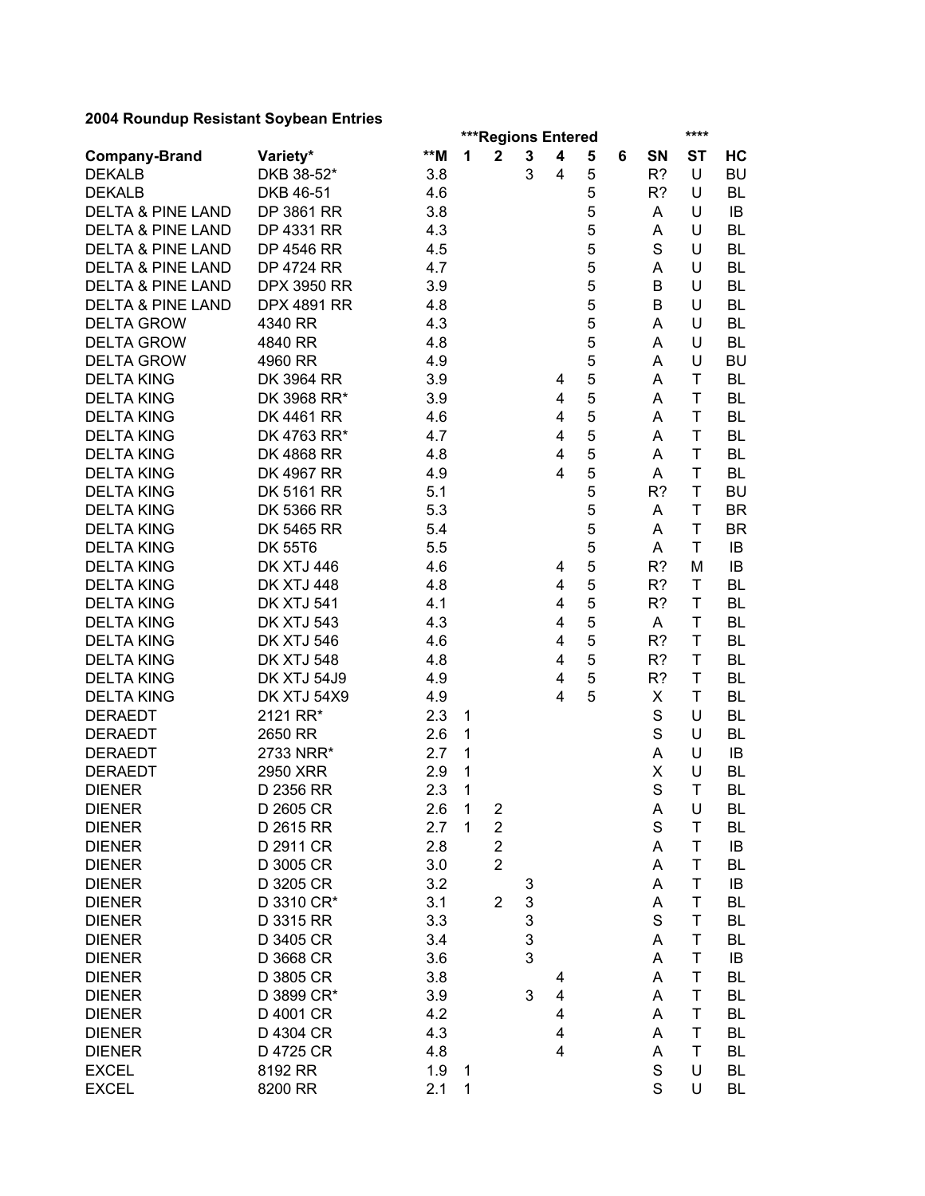**2004 Roundup Resistant Soybean Entries**

| Company-Brand | Variety* | **M | ***Regions Entered | | | | | | SN | **** ST | HC |
|---|---|---|---|---|---|---|---|---|---|---|---|
| | | | 1 | 2 | 3 | 4 | 5 | 6 | | | |
| DEKALB | DKB 38-52* | 3.8 | | | 3 | 4 | 5 | | R? | U | BU |
| DEKALB | DKB 46-51 | 4.6 | | | | | 5 | | R? | U | BL |
| DELTA & PINE LAND | DP 3861 RR | 3.8 | | | | | 5 | | A | U | IB |
| DELTA & PINE LAND | DP 4331 RR | 4.3 | | | | | 5 | | A | U | BL |
| DELTA & PINE LAND | DP 4546 RR | 4.5 | | | | | 5 | | S | U | BL |
| DELTA & PINE LAND | DP 4724 RR | 4.7 | | | | | 5 | | A | U | BL |
| DELTA & PINE LAND | DPX 3950 RR | 3.9 | | | | | 5 | | B | U | BL |
| DELTA & PINE LAND | DPX 4891 RR | 4.8 | | | | | 5 | | B | U | BL |
| DELTA GROW | 4340 RR | 4.3 | | | | | 5 | | A | U | BL |
| DELTA GROW | 4840 RR | 4.8 | | | | | 5 | | A | U | BL |
| DELTA GROW | 4960 RR | 4.9 | | | | | 5 | | A | U | BU |
| DELTA KING | DK 3964 RR | 3.9 | | | | 4 | 5 | | A | T | BL |
| DELTA KING | DK 3968 RR* | 3.9 | | | | 4 | 5 | | A | T | BL |
| DELTA KING | DK 4461 RR | 4.6 | | | | 4 | 5 | | A | T | BL |
| DELTA KING | DK 4763 RR* | 4.7 | | | | 4 | 5 | | A | T | BL |
| DELTA KING | DK 4868 RR | 4.8 | | | | 4 | 5 | | A | T | BL |
| DELTA KING | DK 4967 RR | 4.9 | | | | 4 | 5 | | A | T | BL |
| DELTA KING | DK 5161 RR | 5.1 | | | | | 5 | | R? | T | BU |
| DELTA KING | DK 5366 RR | 5.3 | | | | | 5 | | A | T | BR |
| DELTA KING | DK 5465 RR | 5.4 | | | | | 5 | | A | T | BR |
| DELTA KING | DK 55T6 | 5.5 | | | | | 5 | | A | T | IB |
| DELTA KING | DK XTJ 446 | 4.6 | | | | 4 | 5 | | R? | M | IB |
| DELTA KING | DK XTJ 448 | 4.8 | | | | 4 | 5 | | R? | T | BL |
| DELTA KING | DK XTJ 541 | 4.1 | | | | 4 | 5 | | R? | T | BL |
| DELTA KING | DK XTJ 543 | 4.3 | | | | 4 | 5 | | A | T | BL |
| DELTA KING | DK XTJ 546 | 4.6 | | | | 4 | 5 | | R? | T | BL |
| DELTA KING | DK XTJ 548 | 4.8 | | | | 4 | 5 | | R? | T | BL |
| DELTA KING | DK XTJ 54J9 | 4.9 | | | | 4 | 5 | | R? | T | BL |
| DELTA KING | DK XTJ 54X9 | 4.9 | | | | 4 | 5 | | X | T | BL |
| DERAEDT | 2121 RR* | 2.3 | 1 | | | | | | S | U | BL |
| DERAEDT | 2650 RR | 2.6 | 1 | | | | | | S | U | BL |
| DERAEDT | 2733 NRR* | 2.7 | 1 | | | | | | A | U | IB |
| DERAEDT | 2950 XRR | 2.9 | 1 | | | | | | X | U | BL |
| DIENER | D 2356 RR | 2.3 | 1 | | | | | | S | T | BL |
| DIENER | D 2605 CR | 2.6 | 1 | 2 | | | | | A | U | BL |
| DIENER | D 2615 RR | 2.7 | 1 | 2 | | | | | S | T | BL |
| DIENER | D 2911 CR | 2.8 | | 2 | | | | | A | T | IB |
| DIENER | D 3005 CR | 3.0 | | 2 | | | | | A | T | BL |
| DIENER | D 3205 CR | 3.2 | | | 3 | | | | A | T | IB |
| DIENER | D 3310 CR* | 3.1 | | 2 | 3 | | | | A | T | BL |
| DIENER | D 3315 RR | 3.3 | | | 3 | | | | S | T | BL |
| DIENER | D 3405 CR | 3.4 | | | 3 | | | | A | T | BL |
| DIENER | D 3668 CR | 3.6 | | | 3 | | | | A | T | IB |
| DIENER | D 3805 CR | 3.8 | | | | 4 | | | A | T | BL |
| DIENER | D 3899 CR* | 3.9 | | | 3 | 4 | | | A | T | BL |
| DIENER | D 4001 CR | 4.2 | | | | 4 | | | A | T | BL |
| DIENER | D 4304 CR | 4.3 | | | | 4 | | | A | T | BL |
| DIENER | D 4725 CR | 4.8 | | | | 4 | | | A | T | BL |
| EXCEL | 8192 RR | 1.9 | 1 | | | | | | S | U | BL |
| EXCEL | 8200 RR | 2.1 | 1 | | | | | | S | U | BL |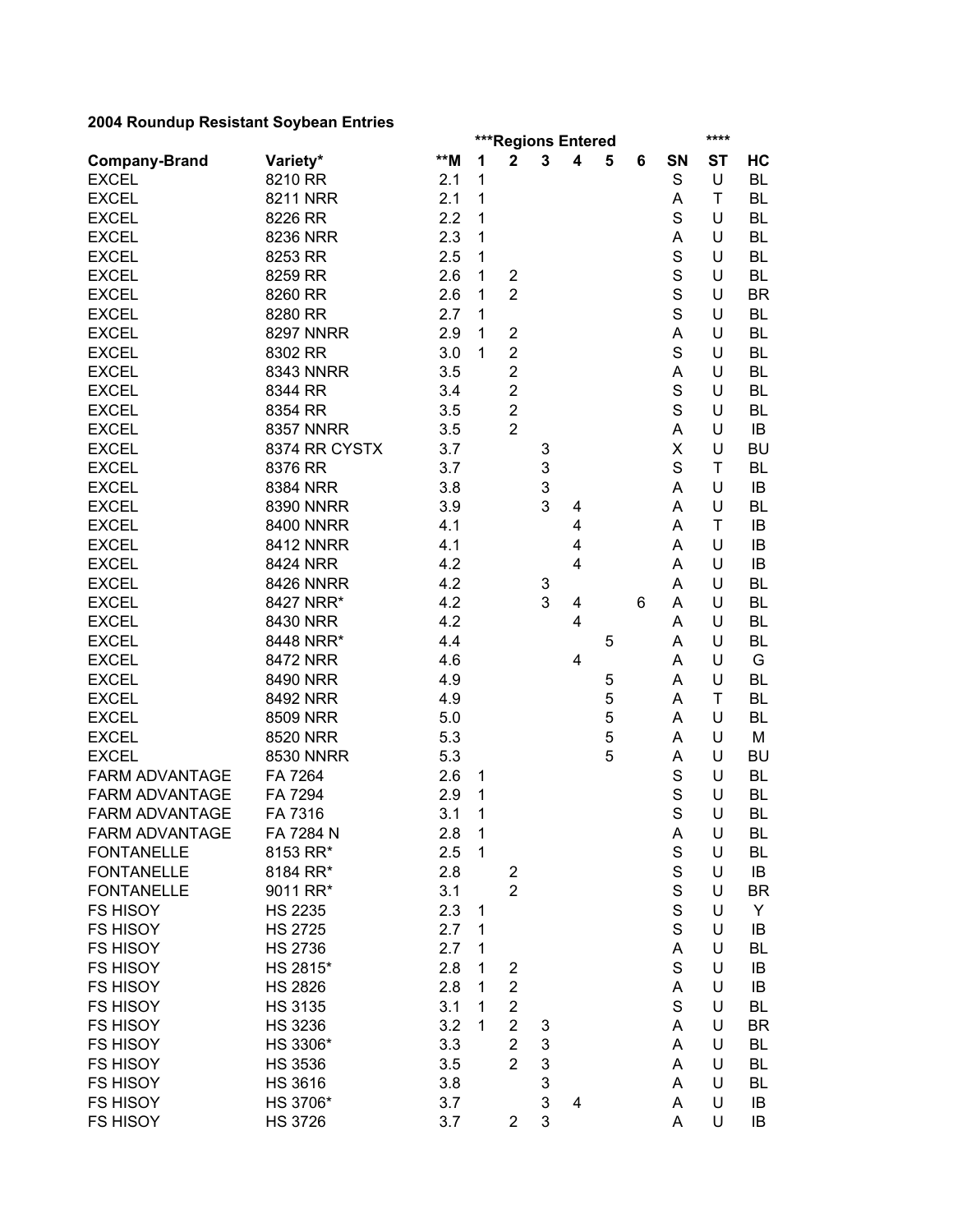**2004 Roundup Resistant Soybean Entries**

| Company-Brand | Variety* | **M | ***Regions Entered | | | | | | SN | **** ST | HC |
|---|---|---|---|---|---|---|---|---|---|---|---|
| | | | 1 | 2 | 3 | 4 | 5 | 6 | | | |
| EXCEL | 8210 RR | 2.1 | 1 | | | | | | S | U | BL |
| EXCEL | 8211 NRR | 2.1 | 1 | | | | | | A | T | BL |
| EXCEL | 8226 RR | 2.2 | 1 | | | | | | S | U | BL |
| EXCEL | 8236 NRR | 2.3 | 1 | | | | | | A | U | BL |
| EXCEL | 8253 RR | 2.5 | 1 | | | | | | S | U | BL |
| EXCEL | 8259 RR | 2.6 | 1 | 2 | | | | | S | U | BL |
| EXCEL | 8260 RR | 2.6 | 1 | 2 | | | | | S | U | BR |
| EXCEL | 8280 RR | 2.7 | 1 | | | | | | S | U | BL |
| EXCEL | 8297 NNRR | 2.9 | 1 | 2 | | | | | A | U | BL |
| EXCEL | 8302 RR | 3.0 | 1 | 2 | | | | | S | U | BL |
| EXCEL | 8343 NNRR | 3.5 | | 2 | | | | | A | U | BL |
| EXCEL | 8344 RR | 3.4 | | 2 | | | | | S | U | BL |
| EXCEL | 8354 RR | 3.5 | | 2 | | | | | S | U | BL |
| EXCEL | 8357 NNRR | 3.5 | | 2 | | | | | A | U | IB |
| EXCEL | 8374 RR CYSTX | 3.7 | | | 3 | | | | X | U | BU |
| EXCEL | 8376 RR | 3.7 | | | 3 | | | | S | T | BL |
| EXCEL | 8384 NRR | 3.8 | | | 3 | | | | A | U | IB |
| EXCEL | 8390 NNRR | 3.9 | | | 3 | 4 | | | A | U | BL |
| EXCEL | 8400 NNRR | 4.1 | | | | 4 | | | A | T | IB |
| EXCEL | 8412 NNRR | 4.1 | | | | 4 | | | A | U | IB |
| EXCEL | 8424 NRR | 4.2 | | | | 4 | | | A | U | IB |
| EXCEL | 8426 NNRR | 4.2 | | | 3 | | | | A | U | BL |
| EXCEL | 8427 NRR* | 4.2 | | | 3 | 4 | | 6 | A | U | BL |
| EXCEL | 8430 NRR | 4.2 | | | | 4 | | | A | U | BL |
| EXCEL | 8448 NRR* | 4.4 | | | | | 5 | | A | U | BL |
| EXCEL | 8472 NRR | 4.6 | | | | 4 | | | A | U | G |
| EXCEL | 8490 NRR | 4.9 | | | | | 5 | | A | U | BL |
| EXCEL | 8492 NRR | 4.9 | | | | | 5 | | A | T | BL |
| EXCEL | 8509 NRR | 5.0 | | | | | 5 | | A | U | BL |
| EXCEL | 8520 NRR | 5.3 | | | | | 5 | | A | U | M |
| EXCEL | 8530 NNRR | 5.3 | | | | | 5 | | A | U | BU |
| FARM ADVANTAGE | FA 7264 | 2.6 | 1 | | | | | | S | U | BL |
| FARM ADVANTAGE | FA 7294 | 2.9 | 1 | | | | | | S | U | BL |
| FARM ADVANTAGE | FA 7316 | 3.1 | 1 | | | | | | S | U | BL |
| FARM ADVANTAGE | FA 7284 N | 2.8 | 1 | | | | | | A | U | BL |
| FONTANELLE | 8153 RR* | 2.5 | 1 | | | | | | S | U | BL |
| FONTANELLE | 8184 RR* | 2.8 | | 2 | | | | | S | U | IB |
| FONTANELLE | 9011 RR* | 3.1 | | 2 | | | | | S | U | BR |
| FS HISOY | HS 2235 | 2.3 | 1 | | | | | | S | U | Y |
| FS HISOY | HS 2725 | 2.7 | 1 | | | | | | S | U | IB |
| FS HISOY | HS 2736 | 2.7 | 1 | | | | | | A | U | BL |
| FS HISOY | HS 2815* | 2.8 | 1 | 2 | | | | | S | U | IB |
| FS HISOY | HS 2826 | 2.8 | 1 | 2 | | | | | A | U | IB |
| FS HISOY | HS 3135 | 3.1 | 1 | 2 | | | | | S | U | BL |
| FS HISOY | HS 3236 | 3.2 | 1 | 2 | 3 | | | | A | U | BR |
| FS HISOY | HS 3306* | 3.3 | | 2 | 3 | | | | A | U | BL |
| FS HISOY | HS 3536 | 3.5 | | 2 | 3 | | | | A | U | BL |
| FS HISOY | HS 3616 | 3.8 | | | 3 | | | | A | U | BL |
| FS HISOY | HS 3706* | 3.7 | | | 3 | 4 | | | A | U | IB |
| FS HISOY | HS 3726 | 3.7 | | 2 | 3 | | | | A | U | IB |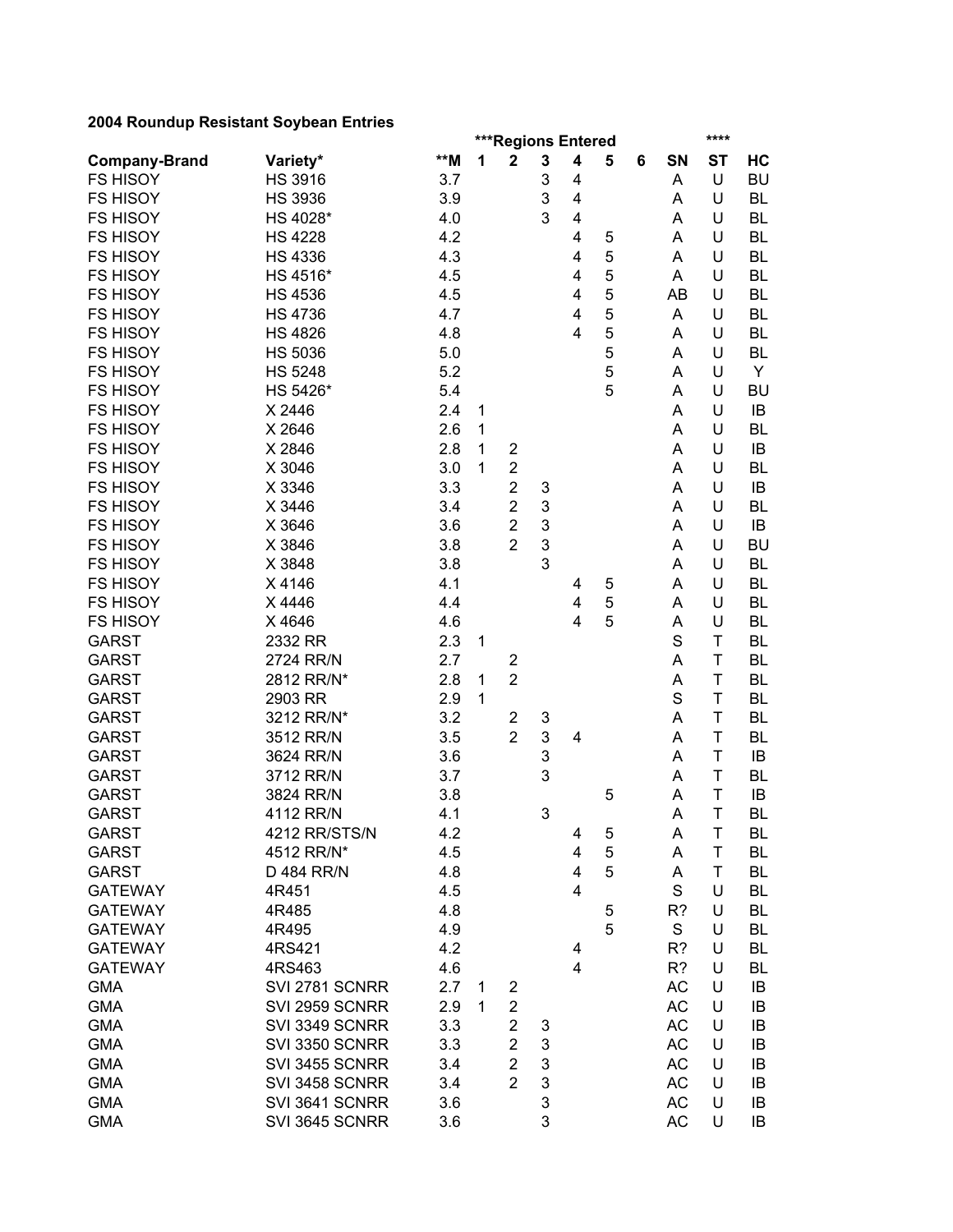**2004 Roundup Resistant Soybean Entries**

| Company-Brand | Variety* | **M | ***Regions Entered | | | | | | SN | **** ST | HC |
|---|---|---|---|---|---|---|---|---|---|---|---|
| | | | 1 | 2 | 3 | 4 | 5 | 6 | | | |
| FS HISOY | HS 3916 | 3.7 | | | 3 | 4 | | | A | U | BU |
| FS HISOY | HS 3936 | 3.9 | | | 3 | 4 | | | A | U | BL |
| FS HISOY | HS 4028* | 4.0 | | | 3 | 4 | | | A | U | BL |
| FS HISOY | HS 4228 | 4.2 | | | | 4 | 5 | | A | U | BL |
| FS HISOY | HS 4336 | 4.3 | | | | 4 | 5 | | A | U | BL |
| FS HISOY | HS 4516* | 4.5 | | | | 4 | 5 | | A | U | BL |
| FS HISOY | HS 4536 | 4.5 | | | | 4 | 5 | | AB | U | BL |
| FS HISOY | HS 4736 | 4.7 | | | | 4 | 5 | | A | U | BL |
| FS HISOY | HS 4826 | 4.8 | | | | 4 | 5 | | A | U | BL |
| FS HISOY | HS 5036 | 5.0 | | | | | 5 | | A | U | BL |
| FS HISOY | HS 5248 | 5.2 | | | | | 5 | | A | U | Y |
| FS HISOY | HS 5426* | 5.4 | | | | | 5 | | A | U | BU |
| FS HISOY | X 2446 | 2.4 | 1 | | | | | | A | U | IB |
| FS HISOY | X 2646 | 2.6 | 1 | | | | | | A | U | BL |
| FS HISOY | X 2846 | 2.8 | 1 | 2 | | | | | A | U | IB |
| FS HISOY | X 3046 | 3.0 | 1 | 2 | | | | | A | U | BL |
| FS HISOY | X 3346 | 3.3 | | 2 | 3 | | | | A | U | IB |
| FS HISOY | X 3446 | 3.4 | | 2 | 3 | | | | A | U | BL |
| FS HISOY | X 3646 | 3.6 | | 2 | 3 | | | | A | U | IB |
| FS HISOY | X 3846 | 3.8 | | 2 | 3 | | | | A | U | BU |
| FS HISOY | X 3848 | 3.8 | | | 3 | | | | A | U | BL |
| FS HISOY | X 4146 | 4.1 | | | | 4 | 5 | | A | U | BL |
| FS HISOY | X 4446 | 4.4 | | | | 4 | 5 | | A | U | BL |
| FS HISOY | X 4646 | 4.6 | | | | 4 | 5 | | A | U | BL |
| GARST | 2332 RR | 2.3 | 1 | | | | | | S | T | BL |
| GARST | 2724 RR/N | 2.7 | | 2 | | | | | A | T | BL |
| GARST | 2812 RR/N* | 2.8 | 1 | 2 | | | | | A | T | BL |
| GARST | 2903 RR | 2.9 | 1 | | | | | | S | T | BL |
| GARST | 3212 RR/N* | 3.2 | | 2 | 3 | | | | A | T | BL |
| GARST | 3512 RR/N | 3.5 | | 2 | 3 | 4 | | | A | T | BL |
| GARST | 3624 RR/N | 3.6 | | | 3 | | | | A | T | IB |
| GARST | 3712 RR/N | 3.7 | | | 3 | | | | A | T | BL |
| GARST | 3824 RR/N | 3.8 | | | | | 5 | | A | T | IB |
| GARST | 4112 RR/N | 4.1 | | | 3 | | | | A | T | BL |
| GARST | 4212 RR/STS/N | 4.2 | | | | 4 | 5 | | A | T | BL |
| GARST | 4512 RR/N* | 4.5 | | | | 4 | 5 | | A | T | BL |
| GARST | D 484 RR/N | 4.8 | | | | 4 | 5 | | A | T | BL |
| GATEWAY | 4R451 | 4.5 | | | | 4 | | | S | U | BL |
| GATEWAY | 4R485 | 4.8 | | | | | 5 | | R? | U | BL |
| GATEWAY | 4R495 | 4.9 | | | | | 5 | | S | U | BL |
| GATEWAY | 4RS421 | 4.2 | | | | 4 | | | R? | U | BL |
| GATEWAY | 4RS463 | 4.6 | | | | 4 | | | R? | U | BL |
| GMA | SVI 2781 SCNRR | 2.7 | 1 | 2 | | | | | AC | U | IB |
| GMA | SVI 2959 SCNRR | 2.9 | 1 | 2 | | | | | AC | U | IB |
| GMA | SVI 3349 SCNRR | 3.3 | | 2 | 3 | | | | AC | U | IB |
| GMA | SVI 3350 SCNRR | 3.3 | | 2 | 3 | | | | AC | U | IB |
| GMA | SVI 3455 SCNRR | 3.4 | | 2 | 3 | | | | AC | U | IB |
| GMA | SVI 3458 SCNRR | 3.4 | | 2 | 3 | | | | AC | U | IB |
| GMA | SVI 3641 SCNRR | 3.6 | | | 3 | | | | AC | U | IB |
| GMA | SVI 3645 SCNRR | 3.6 | | | 3 | | | | AC | U | IB |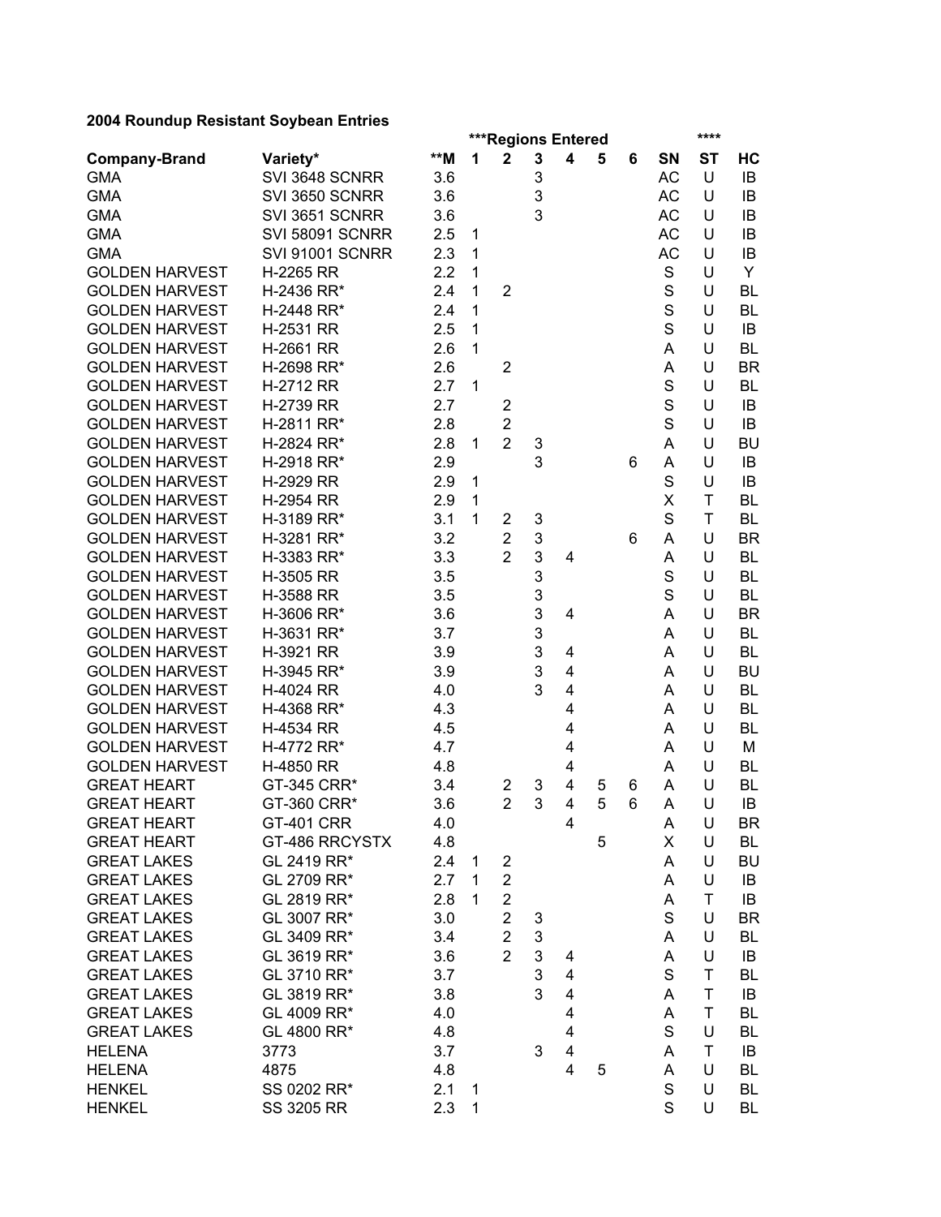**2004 Roundup Resistant Soybean Entries**

| Company-Brand | Variety* | **M | ***Regions Entered | | | | | | SN | **** ST | HC |
|---|---|---|---|---|---|---|---|---|---|---|---|
| | | | 1 | 2 | 3 | 4 | 5 | 6 | | | |
| GMA | SVI 3648 SCNRR | 3.6 | | | 3 | | | | AC | U | IB |
| GMA | SVI 3650 SCNRR | 3.6 | | | 3 | | | | AC | U | IB |
| GMA | SVI 3651 SCNRR | 3.6 | | | 3 | | | | AC | U | IB |
| GMA | SVI 58091 SCNRR | 2.5 | 1 | | | | | | AC | U | IB |
| GMA | SVI 91001 SCNRR | 2.3 | 1 | | | | | | AC | U | IB |
| GOLDEN HARVEST | H-2265 RR | 2.2 | 1 | | | | | | S | U | Y |
| GOLDEN HARVEST | H-2436 RR* | 2.4 | 1 | 2 | | | | | S | U | BL |
| GOLDEN HARVEST | H-2448 RR* | 2.4 | 1 | | | | | | S | U | BL |
| GOLDEN HARVEST | H-2531 RR | 2.5 | 1 | | | | | | S | U | IB |
| GOLDEN HARVEST | H-2661 RR | 2.6 | 1 | | | | | | A | U | BL |
| GOLDEN HARVEST | H-2698 RR* | 2.6 | | 2 | | | | | A | U | BR |
| GOLDEN HARVEST | H-2712 RR | 2.7 | 1 | | | | | | S | U | BL |
| GOLDEN HARVEST | H-2739 RR | 2.7 | | 2 | | | | | S | U | IB |
| GOLDEN HARVEST | H-2811 RR* | 2.8 | | 2 | | | | | S | U | IB |
| GOLDEN HARVEST | H-2824 RR* | 2.8 | 1 | 2 | 3 | | | | A | U | BU |
| GOLDEN HARVEST | H-2918 RR* | 2.9 | | | 3 | | | 6 | A | U | IB |
| GOLDEN HARVEST | H-2929 RR | 2.9 | 1 | | | | | | S | U | IB |
| GOLDEN HARVEST | H-2954 RR | 2.9 | 1 | | | | | | X | T | BL |
| GOLDEN HARVEST | H-3189 RR* | 3.1 | 1 | 2 | 3 | | | | S | T | BL |
| GOLDEN HARVEST | H-3281 RR* | 3.2 | | 2 | 3 | | | 6 | A | U | BR |
| GOLDEN HARVEST | H-3383 RR* | 3.3 | | 2 | 3 | 4 | | | A | U | BL |
| GOLDEN HARVEST | H-3505 RR | 3.5 | | | 3 | | | | S | U | BL |
| GOLDEN HARVEST | H-3588 RR | 3.5 | | | 3 | | | | S | U | BL |
| GOLDEN HARVEST | H-3606 RR* | 3.6 | | | 3 | 4 | | | A | U | BR |
| GOLDEN HARVEST | H-3631 RR* | 3.7 | | | 3 | | | | A | U | BL |
| GOLDEN HARVEST | H-3921 RR | 3.9 | | | 3 | 4 | | | A | U | BL |
| GOLDEN HARVEST | H-3945 RR* | 3.9 | | | 3 | 4 | | | A | U | BU |
| GOLDEN HARVEST | H-4024 RR | 4.0 | | | 3 | 4 | | | A | U | BL |
| GOLDEN HARVEST | H-4368 RR* | 4.3 | | | | 4 | | | A | U | BL |
| GOLDEN HARVEST | H-4534 RR | 4.5 | | | | 4 | | | A | U | BL |
| GOLDEN HARVEST | H-4772 RR* | 4.7 | | | | 4 | | | A | U | M |
| GOLDEN HARVEST | H-4850 RR | 4.8 | | | | 4 | | | A | U | BL |
| GREAT HEART | GT-345 CRR* | 3.4 | | 2 | 3 | 4 | 5 | 6 | A | U | BL |
| GREAT HEART | GT-360 CRR* | 3.6 | | 2 | 3 | 4 | 5 | 6 | A | U | IB |
| GREAT HEART | GT-401 CRR | 4.0 | | | | 4 | | | A | U | BR |
| GREAT HEART | GT-486 RRCYSTX | 4.8 | | | | | 5 | | X | U | BL |
| GREAT LAKES | GL 2419 RR* | 2.4 | 1 | 2 | | | | | A | U | BU |
| GREAT LAKES | GL 2709 RR* | 2.7 | 1 | 2 | | | | | A | U | IB |
| GREAT LAKES | GL 2819 RR* | 2.8 | 1 | 2 | | | | | A | T | IB |
| GREAT LAKES | GL 3007 RR* | 3.0 | | 2 | 3 | | | | S | U | BR |
| GREAT LAKES | GL 3409 RR* | 3.4 | | 2 | 3 | | | | A | U | BL |
| GREAT LAKES | GL 3619 RR* | 3.6 | | 2 | 3 | 4 | | | A | U | IB |
| GREAT LAKES | GL 3710 RR* | 3.7 | | | 3 | 4 | | | S | T | BL |
| GREAT LAKES | GL 3819 RR* | 3.8 | | | 3 | 4 | | | A | T | IB |
| GREAT LAKES | GL 4009 RR* | 4.0 | | | | 4 | | | A | T | BL |
| GREAT LAKES | GL 4800 RR* | 4.8 | | | | 4 | | | S | U | BL |
| HELENA | 3773 | 3.7 | | | 3 | 4 | | | A | T | IB |
| HELENA | 4875 | 4.8 | | | | 4 | 5 | | A | U | BL |
| HENKEL | SS 0202 RR* | 2.1 | 1 | | | | | | S | U | BL |
| HENKEL | SS 3205 RR | 2.3 | 1 | | | | | | S | U | BL |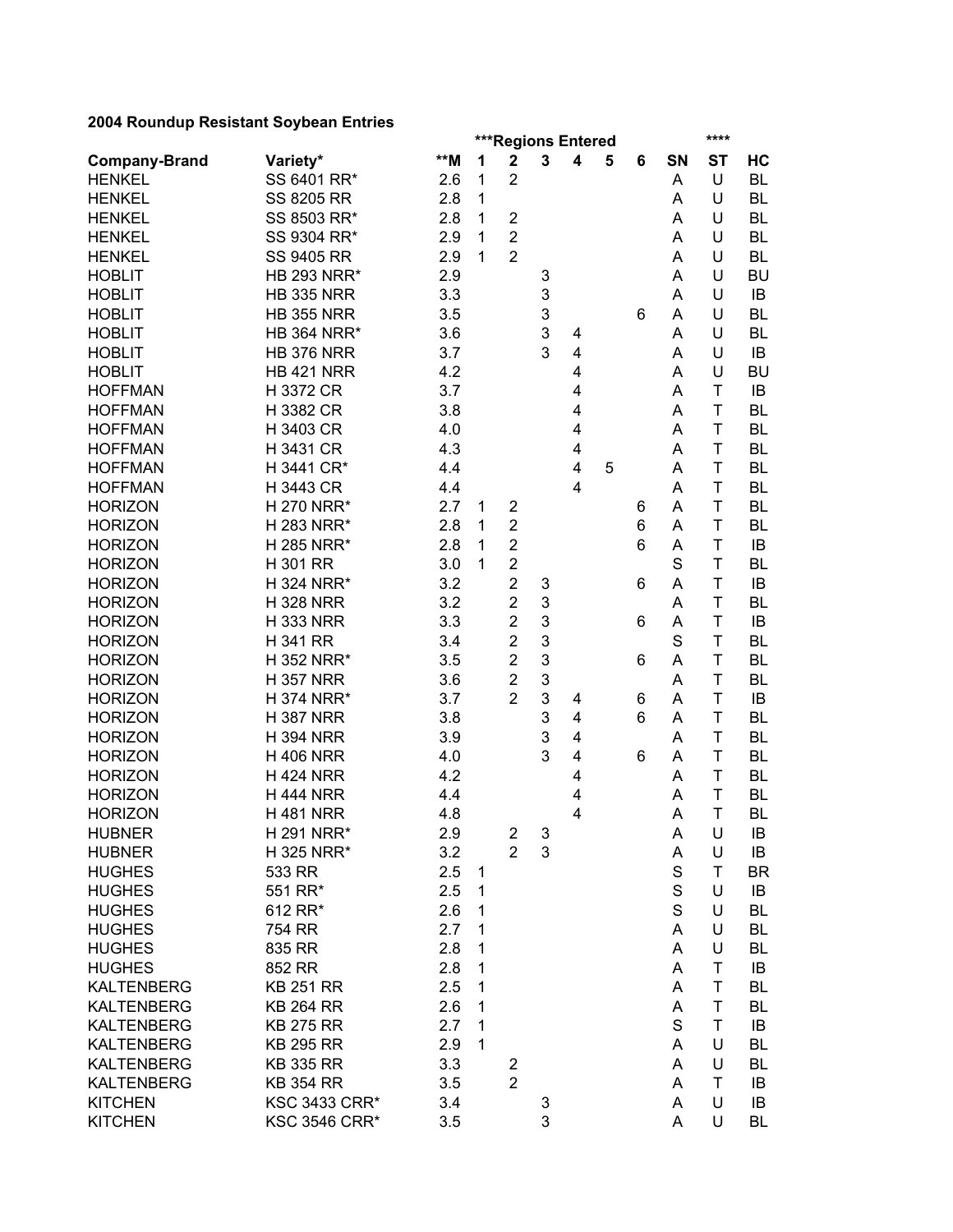**2004 Roundup Resistant Soybean Entries**

| Company-Brand | Variety* | **M | ***Regions Entered | | | | | | SN | **** ST | HC |
|---|---|---|---|---|---|---|---|---|---|---|---|
| | | | 1 | 2 | 3 | 4 | 5 | 6 | | | |
| HENKEL | SS 6401 RR* | 2.6 | 1 | 2 | | | | | A | U | BL |
| HENKEL | SS 8205 RR | 2.8 | 1 | | | | | | A | U | BL |
| HENKEL | SS 8503 RR* | 2.8 | 1 | 2 | | | | | A | U | BL |
| HENKEL | SS 9304 RR* | 2.9 | 1 | 2 | | | | | A | U | BL |
| HENKEL | SS 9405 RR | 2.9 | 1 | 2 | | | | | A | U | BL |
| HOBLIT | HB 293 NRR* | 2.9 | | | 3 | | | | A | U | BU |
| HOBLIT | HB 335 NRR | 3.3 | | | 3 | | | | A | U | IB |
| HOBLIT | HB 355 NRR | 3.5 | | | 3 | | | 6 | A | U | BL |
| HOBLIT | HB 364 NRR* | 3.6 | | | 3 | 4 | | | A | U | BL |
| HOBLIT | HB 376 NRR | 3.7 | | | 3 | 4 | | | A | U | IB |
| HOBLIT | HB 421 NRR | 4.2 | | | | 4 | | | A | U | BU |
| HOFFMAN | H 3372 CR | 3.7 | | | | 4 | | | A | T | IB |
| HOFFMAN | H 3382 CR | 3.8 | | | | 4 | | | A | T | BL |
| HOFFMAN | H 3403 CR | 4.0 | | | | 4 | | | A | T | BL |
| HOFFMAN | H 3431 CR | 4.3 | | | | 4 | | | A | T | BL |
| HOFFMAN | H 3441 CR* | 4.4 | | | | 4 | 5 | | A | T | BL |
| HOFFMAN | H 3443 CR | 4.4 | | | | 4 | | | A | T | BL |
| HORIZON | H 270 NRR* | 2.7 | 1 | 2 | | | | 6 | A | T | BL |
| HORIZON | H 283 NRR* | 2.8 | 1 | 2 | | | | 6 | A | T | BL |
| HORIZON | H 285 NRR* | 2.8 | 1 | 2 | | | | 6 | A | T | IB |
| HORIZON | H 301 RR | 3.0 | 1 | 2 | | | | | S | T | BL |
| HORIZON | H 324 NRR* | 3.2 | | 2 | 3 | | | 6 | A | T | IB |
| HORIZON | H 328 NRR | 3.2 | | 2 | 3 | | | | A | T | BL |
| HORIZON | H 333 NRR | 3.3 | | 2 | 3 | | | 6 | A | T | IB |
| HORIZON | H 341 RR | 3.4 | | 2 | 3 | | | | S | T | BL |
| HORIZON | H 352 NRR* | 3.5 | | 2 | 3 | | | 6 | A | T | BL |
| HORIZON | H 357 NRR | 3.6 | | 2 | 3 | | | | A | T | BL |
| HORIZON | H 374 NRR* | 3.7 | | 2 | 3 | 4 | | 6 | A | T | IB |
| HORIZON | H 387 NRR | 3.8 | | | 3 | 4 | | 6 | A | T | BL |
| HORIZON | H 394 NRR | 3.9 | | | 3 | 4 | | | A | T | BL |
| HORIZON | H 406 NRR | 4.0 | | | 3 | 4 | | 6 | A | T | BL |
| HORIZON | H 424 NRR | 4.2 | | | | 4 | | | A | T | BL |
| HORIZON | H 444 NRR | 4.4 | | | | 4 | | | A | T | BL |
| HORIZON | H 481 NRR | 4.8 | | | | 4 | | | A | T | BL |
| HUBNER | H 291 NRR* | 2.9 | | 2 | 3 | | | | A | U | IB |
| HUBNER | H 325 NRR* | 3.2 | | 2 | 3 | | | | A | U | IB |
| HUGHES | 533 RR | 2.5 | 1 | | | | | | S | T | BR |
| HUGHES | 551 RR* | 2.5 | 1 | | | | | | S | U | IB |
| HUGHES | 612 RR* | 2.6 | 1 | | | | | | S | U | BL |
| HUGHES | 754 RR | 2.7 | 1 | | | | | | A | U | BL |
| HUGHES | 835 RR | 2.8 | 1 | | | | | | A | U | BL |
| HUGHES | 852 RR | 2.8 | 1 | | | | | | A | T | IB |
| KALTENBERG | KB 251 RR | 2.5 | 1 | | | | | | A | T | BL |
| KALTENBERG | KB 264 RR | 2.6 | 1 | | | | | | A | T | BL |
| KALTENBERG | KB 275 RR | 2.7 | 1 | | | | | | S | T | IB |
| KALTENBERG | KB 295 RR | 2.9 | 1 | | | | | | A | U | BL |
| KALTENBERG | KB 335 RR | 3.3 | | 2 | | | | | A | U | BL |
| KALTENBERG | KB 354 RR | 3.5 | | 2 | | | | | A | T | IB |
| KITCHEN | KSC 3433 CRR* | 3.4 | | | 3 | | | | A | U | IB |
| KITCHEN | KSC 3546 CRR* | 3.5 | | | 3 | | | | A | U | BL |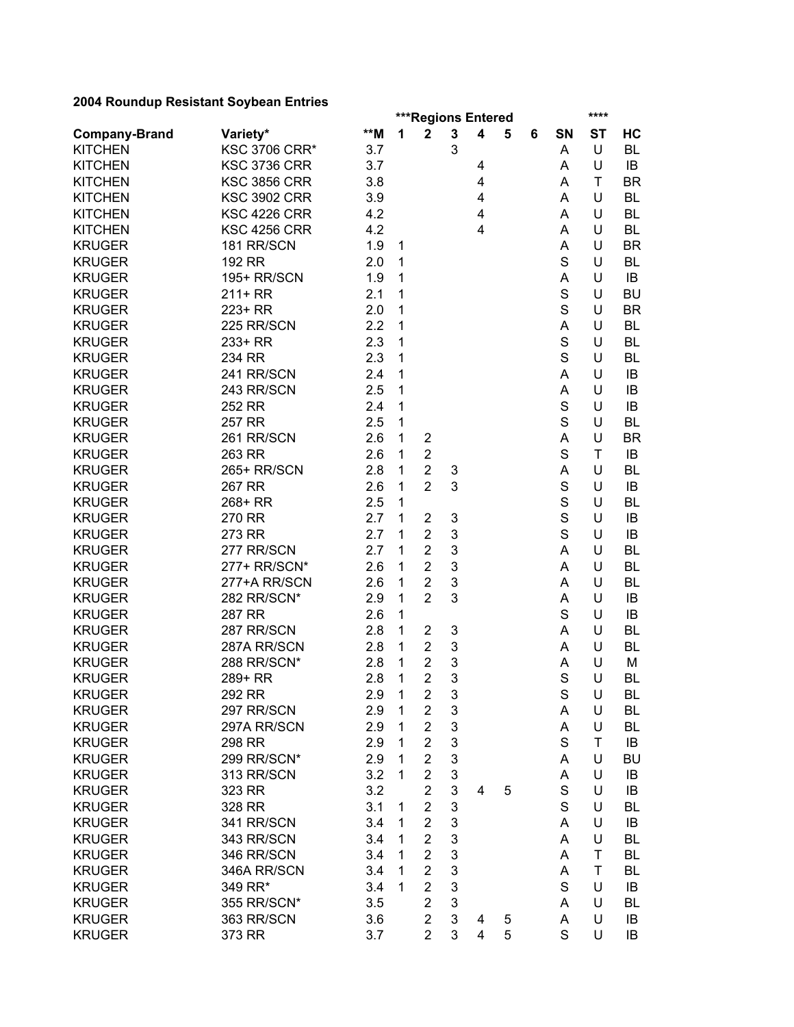**2004 Roundup Resistant Soybean Entries**

| Company-Brand | Variety* | **M | ***Regions Entered | | | | | | SN | **** ST | HC |
|---|---|---|---|---|---|---|---|---|---|---|---|
| | | | 1 | 2 | 3 | 4 | 5 | 6 | | | |
| KITCHEN | KSC 3706 CRR* | 3.7 | | | 3 | | | | A | U | BL |
| KITCHEN | KSC 3736 CRR | 3.7 | | | | 4 | | | A | U | IB |
| KITCHEN | KSC 3856 CRR | 3.8 | | | | 4 | | | A | T | BR |
| KITCHEN | KSC 3902 CRR | 3.9 | | | | 4 | | | A | U | BL |
| KITCHEN | KSC 4226 CRR | 4.2 | | | | 4 | | | A | U | BL |
| KITCHEN | KSC 4256 CRR | 4.2 | | | | 4 | | | A | U | BL |
| KRUGER | 181 RR/SCN | 1.9 | 1 | | | | | | A | U | BR |
| KRUGER | 192 RR | 2.0 | 1 | | | | | | S | U | BL |
| KRUGER | 195+ RR/SCN | 1.9 | 1 | | | | | | A | U | IB |
| KRUGER | 211+ RR | 2.1 | 1 | | | | | | S | U | BU |
| KRUGER | 223+ RR | 2.0 | 1 | | | | | | S | U | BR |
| KRUGER | 225 RR/SCN | 2.2 | 1 | | | | | | A | U | BL |
| KRUGER | 233+ RR | 2.3 | 1 | | | | | | S | U | BL |
| KRUGER | 234 RR | 2.3 | 1 | | | | | | S | U | BL |
| KRUGER | 241 RR/SCN | 2.4 | 1 | | | | | | A | U | IB |
| KRUGER | 243 RR/SCN | 2.5 | 1 | | | | | | A | U | IB |
| KRUGER | 252 RR | 2.4 | 1 | | | | | | S | U | IB |
| KRUGER | 257 RR | 2.5 | 1 | | | | | | S | U | BL |
| KRUGER | 261 RR/SCN | 2.6 | 1 | 2 | | | | | A | U | BR |
| KRUGER | 263 RR | 2.6 | 1 | 2 | | | | | S | T | IB |
| KRUGER | 265+ RR/SCN | 2.8 | 1 | 2 | 3 | | | | A | U | BL |
| KRUGER | 267 RR | 2.6 | 1 | 2 | 3 | | | | S | U | IB |
| KRUGER | 268+ RR | 2.5 | 1 | | | | | | S | U | BL |
| KRUGER | 270 RR | 2.7 | 1 | 2 | 3 | | | | S | U | IB |
| KRUGER | 273 RR | 2.7 | 1 | 2 | 3 | | | | S | U | IB |
| KRUGER | 277 RR/SCN | 2.7 | 1 | 2 | 3 | | | | A | U | BL |
| KRUGER | 277+ RR/SCN* | 2.6 | 1 | 2 | 3 | | | | A | U | BL |
| KRUGER | 277+A RR/SCN | 2.6 | 1 | 2 | 3 | | | | A | U | BL |
| KRUGER | 282 RR/SCN* | 2.9 | 1 | 2 | 3 | | | | A | U | IB |
| KRUGER | 287 RR | 2.6 | 1 | | | | | | S | U | IB |
| KRUGER | 287 RR/SCN | 2.8 | 1 | 2 | 3 | | | | A | U | BL |
| KRUGER | 287A RR/SCN | 2.8 | 1 | 2 | 3 | | | | A | U | BL |
| KRUGER | 288 RR/SCN* | 2.8 | 1 | 2 | 3 | | | | A | U | M |
| KRUGER | 289+ RR | 2.8 | 1 | 2 | 3 | | | | S | U | BL |
| KRUGER | 292 RR | 2.9 | 1 | 2 | 3 | | | | S | U | BL |
| KRUGER | 297 RR/SCN | 2.9 | 1 | 2 | 3 | | | | A | U | BL |
| KRUGER | 297A RR/SCN | 2.9 | 1 | 2 | 3 | | | | A | U | BL |
| KRUGER | 298 RR | 2.9 | 1 | 2 | 3 | | | | S | T | IB |
| KRUGER | 299 RR/SCN* | 2.9 | 1 | 2 | 3 | | | | A | U | BU |
| KRUGER | 313 RR/SCN | 3.2 | 1 | 2 | 3 | | | | A | U | IB |
| KRUGER | 323 RR | 3.2 | | 2 | 3 | 4 | 5 | | S | U | IB |
| KRUGER | 328 RR | 3.1 | 1 | 2 | 3 | | | | S | U | BL |
| KRUGER | 341 RR/SCN | 3.4 | 1 | 2 | 3 | | | | A | U | IB |
| KRUGER | 343 RR/SCN | 3.4 | 1 | 2 | 3 | | | | A | U | BL |
| KRUGER | 346 RR/SCN | 3.4 | 1 | 2 | 3 | | | | A | T | BL |
| KRUGER | 346A RR/SCN | 3.4 | 1 | 2 | 3 | | | | A | T | BL |
| KRUGER | 349 RR* | 3.4 | 1 | 2 | 3 | | | | S | U | IB |
| KRUGER | 355 RR/SCN* | 3.5 | | 2 | 3 | | | | A | U | BL |
| KRUGER | 363 RR/SCN | 3.6 | | 2 | 3 | 4 | 5 | | A | U | IB |
| KRUGER | 373 RR | 3.7 | | 2 | 3 | 4 | 5 | | S | U | IB |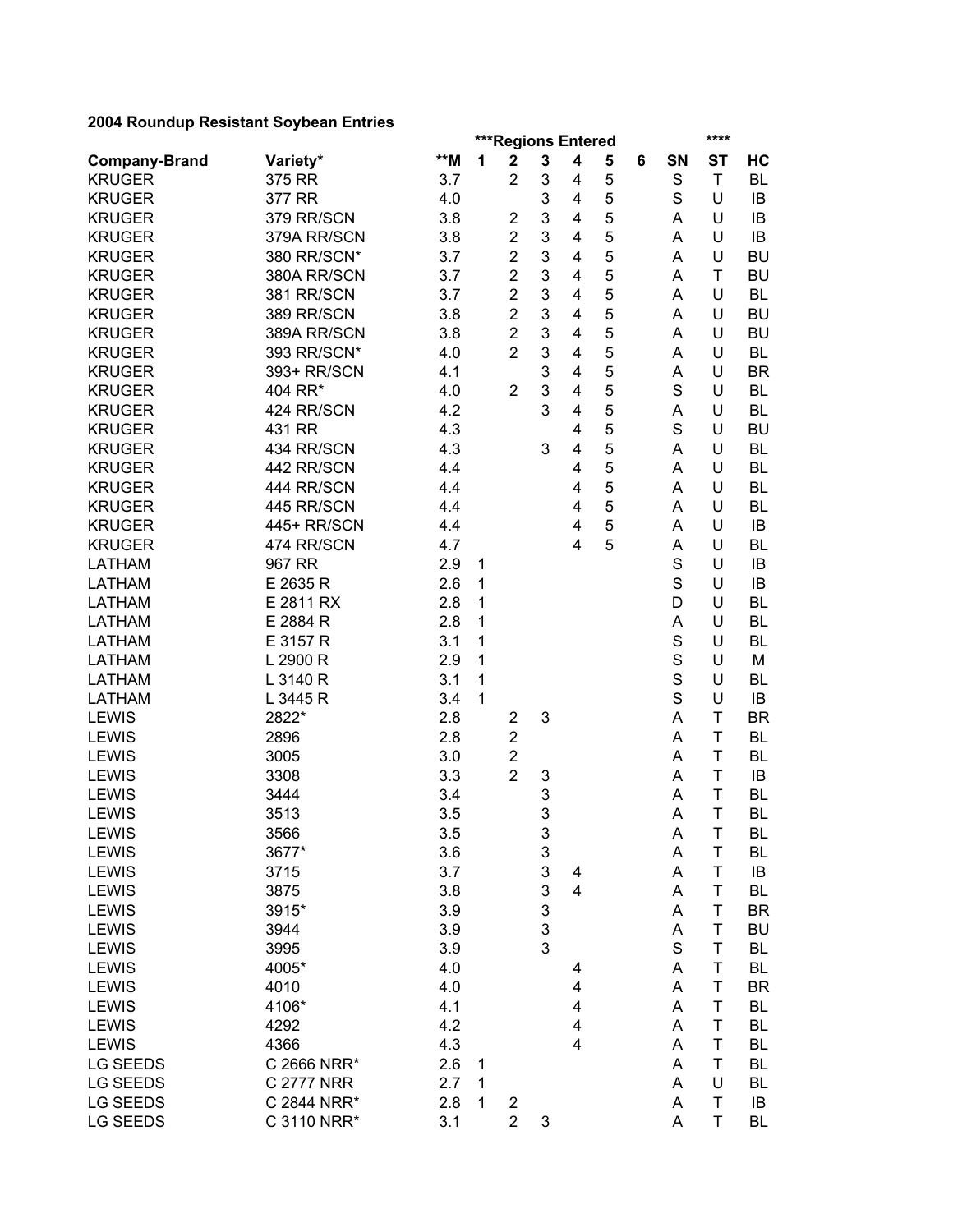**2004 Roundup Resistant Soybean Entries**

| Company-Brand | Variety* | **M | ***Regions Entered | | | | | | SN | **** ST | HC |
|---|---|---|---|---|---|---|---|---|---|---|---|
| | | | 1 | 2 | 3 | 4 | 5 | 6 | | | |
| KRUGER | 375 RR | 3.7 | | 2 | 3 | 4 | 5 | | S | T | BL |
| KRUGER | 377 RR | 4.0 | | | 3 | 4 | 5 | | S | U | IB |
| KRUGER | 379 RR/SCN | 3.8 | | 2 | 3 | 4 | 5 | | A | U | IB |
| KRUGER | 379A RR/SCN | 3.8 | | 2 | 3 | 4 | 5 | | A | U | IB |
| KRUGER | 380 RR/SCN* | 3.7 | | 2 | 3 | 4 | 5 | | A | U | BU |
| KRUGER | 380A RR/SCN | 3.7 | | 2 | 3 | 4 | 5 | | A | T | BU |
| KRUGER | 381 RR/SCN | 3.7 | | 2 | 3 | 4 | 5 | | A | U | BL |
| KRUGER | 389 RR/SCN | 3.8 | | 2 | 3 | 4 | 5 | | A | U | BU |
| KRUGER | 389A RR/SCN | 3.8 | | 2 | 3 | 4 | 5 | | A | U | BU |
| KRUGER | 393 RR/SCN* | 4.0 | | 2 | 3 | 4 | 5 | | A | U | BL |
| KRUGER | 393+ RR/SCN | 4.1 | | | 3 | 4 | 5 | | A | U | BR |
| KRUGER | 404 RR* | 4.0 | | 2 | 3 | 4 | 5 | | S | U | BL |
| KRUGER | 424 RR/SCN | 4.2 | | | 3 | 4 | 5 | | A | U | BL |
| KRUGER | 431 RR | 4.3 | | | | 4 | 5 | | S | U | BU |
| KRUGER | 434 RR/SCN | 4.3 | | | 3 | 4 | 5 | | A | U | BL |
| KRUGER | 442 RR/SCN | 4.4 | | | | 4 | 5 | | A | U | BL |
| KRUGER | 444 RR/SCN | 4.4 | | | | 4 | 5 | | A | U | BL |
| KRUGER | 445 RR/SCN | 4.4 | | | | 4 | 5 | | A | U | BL |
| KRUGER | 445+ RR/SCN | 4.4 | | | | 4 | 5 | | A | U | IB |
| KRUGER | 474 RR/SCN | 4.7 | | | | 4 | 5 | | A | U | BL |
| LATHAM | 967 RR | 2.9 | 1 | | | | | | S | U | IB |
| LATHAM | E 2635 R | 2.6 | 1 | | | | | | S | U | IB |
| LATHAM | E 2811 RX | 2.8 | 1 | | | | | | D | U | BL |
| LATHAM | E 2884 R | 2.8 | 1 | | | | | | A | U | BL |
| LATHAM | E 3157 R | 3.1 | 1 | | | | | | S | U | BL |
| LATHAM | L 2900 R | 2.9 | 1 | | | | | | S | U | M |
| LATHAM | L 3140 R | 3.1 | 1 | | | | | | S | U | BL |
| LATHAM | L 3445 R | 3.4 | 1 | | | | | | S | U | IB |
| LEWIS | 2822* | 2.8 | | 2 | 3 | | | | A | T | BR |
| LEWIS | 2896 | 2.8 | | 2 | | | | | A | T | BL |
| LEWIS | 3005 | 3.0 | | 2 | | | | | A | T | BL |
| LEWIS | 3308 | 3.3 | | 2 | 3 | | | | A | T | IB |
| LEWIS | 3444 | 3.4 | | | 3 | | | | A | T | BL |
| LEWIS | 3513 | 3.5 | | | 3 | | | | A | T | BL |
| LEWIS | 3566 | 3.5 | | | 3 | | | | A | T | BL |
| LEWIS | 3677* | 3.6 | | | 3 | | | | A | T | BL |
| LEWIS | 3715 | 3.7 | | | 3 | 4 | | | A | T | IB |
| LEWIS | 3875 | 3.8 | | | 3 | 4 | | | A | T | BL |
| LEWIS | 3915* | 3.9 | | | 3 | | | | A | T | BR |
| LEWIS | 3944 | 3.9 | | | 3 | | | | A | T | BU |
| LEWIS | 3995 | 3.9 | | | 3 | | | | S | T | BL |
| LEWIS | 4005* | 4.0 | | | | 4 | | | A | T | BL |
| LEWIS | 4010 | 4.0 | | | | 4 | | | A | T | BR |
| LEWIS | 4106* | 4.1 | | | | 4 | | | A | T | BL |
| LEWIS | 4292 | 4.2 | | | | 4 | | | A | T | BL |
| LEWIS | 4366 | 4.3 | | | | 4 | | | A | T | BL |
| LG SEEDS | C 2666 NRR* | 2.6 | 1 | | | | | | A | T | BL |
| LG SEEDS | C 2777 NRR | 2.7 | 1 | | | | | | A | U | BL |
| LG SEEDS | C 2844 NRR* | 2.8 | 1 | 2 | | | | | A | T | IB |
| LG SEEDS | C 3110 NRR* | 3.1 | | 2 | 3 | | | | A | T | BL |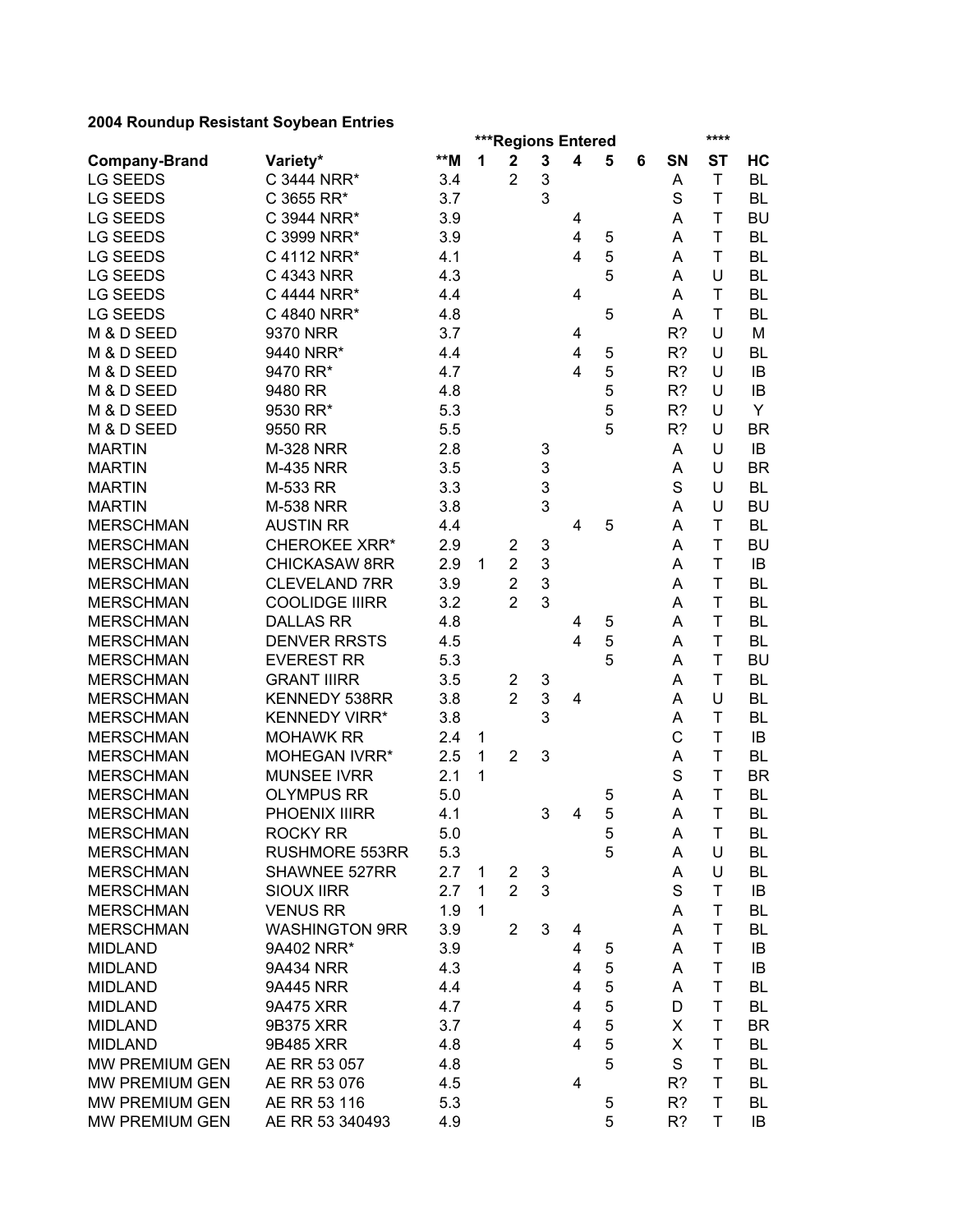**2004 Roundup Resistant Soybean Entries**

| Company-Brand | Variety* | **M | ***Regions Entered | | | | | | SN | **** ST | HC |
|---|---|---|---|---|---|---|---|---|---|---|---|
| | | | 1 | 2 | 3 | 4 | 5 | 6 | | | |
| LG SEEDS | C 3444 NRR* | 3.4 | | 2 | 3 | | | | A | T | BL |
| LG SEEDS | C 3655 RR* | 3.7 | | | 3 | | | | S | T | BL |
| LG SEEDS | C 3944 NRR* | 3.9 | | | | 4 | | | A | T | BU |
| LG SEEDS | C 3999 NRR* | 3.9 | | | | 4 | 5 | | A | T | BL |
| LG SEEDS | C 4112 NRR* | 4.1 | | | | 4 | 5 | | A | T | BL |
| LG SEEDS | C 4343 NRR | 4.3 | | | | | 5 | | A | U | BL |
| LG SEEDS | C 4444 NRR* | 4.4 | | | | 4 | | | A | T | BL |
| LG SEEDS | C 4840 NRR* | 4.8 | | | | | 5 | | A | T | BL |
| M & D SEED | 9370 NRR | 3.7 | | | | 4 | | | R? | U | M |
| M & D SEED | 9440 NRR* | 4.4 | | | | 4 | 5 | | R? | U | BL |
| M & D SEED | 9470 RR* | 4.7 | | | | 4 | 5 | | R? | U | IB |
| M & D SEED | 9480 RR | 4.8 | | | | | 5 | | R? | U | IB |
| M & D SEED | 9530 RR* | 5.3 | | | | | 5 | | R? | U | Y |
| M & D SEED | 9550 RR | 5.5 | | | | | 5 | | R? | U | BR |
| MARTIN | M-328 NRR | 2.8 | | | 3 | | | | A | U | IB |
| MARTIN | M-435 NRR | 3.5 | | | 3 | | | | A | U | BR |
| MARTIN | M-533 RR | 3.3 | | | 3 | | | | S | U | BL |
| MARTIN | M-538 NRR | 3.8 | | | 3 | | | | A | U | BU |
| MERSCHMAN | AUSTIN RR | 4.4 | | | | 4 | 5 | | A | T | BL |
| MERSCHMAN | CHEROKEE XRR* | 2.9 | | 2 | 3 | | | | A | T | BU |
| MERSCHMAN | CHICKASAW 8RR | 2.9 | 1 | 2 | 3 | | | | A | T | IB |
| MERSCHMAN | CLEVELAND 7RR | 3.9 | | 2 | 3 | | | | A | T | BL |
| MERSCHMAN | COOLIDGE IIIRR | 3.2 | | 2 | 3 | | | | A | T | BL |
| MERSCHMAN | DALLAS RR | 4.8 | | | | 4 | 5 | | A | T | BL |
| MERSCHMAN | DENVER RRSTS | 4.5 | | | | 4 | 5 | | A | T | BL |
| MERSCHMAN | EVEREST RR | 5.3 | | | | | 5 | | A | T | BU |
| MERSCHMAN | GRANT IIIRR | 3.5 | | 2 | 3 | | | | A | T | BL |
| MERSCHMAN | KENNEDY 538RR | 3.8 | | 2 | 3 | 4 | | | A | U | BL |
| MERSCHMAN | KENNEDY VIRR* | 3.8 | | | 3 | | | | A | T | BL |
| MERSCHMAN | MOHAWK RR | 2.4 | 1 | | | | | | C | T | IB |
| MERSCHMAN | MOHEGAN IVRR* | 2.5 | 1 | 2 | 3 | | | | A | T | BL |
| MERSCHMAN | MUNSEE IVRR | 2.1 | 1 | | | | | | S | T | BR |
| MERSCHMAN | OLYMPUS RR | 5.0 | | | | | 5 | | A | T | BL |
| MERSCHMAN | PHOENIX IIIRR | 4.1 | | | 3 | 4 | 5 | | A | T | BL |
| MERSCHMAN | ROCKY RR | 5.0 | | | | | 5 | | A | T | BL |
| MERSCHMAN | RUSHMORE 553RR | 5.3 | | | | | 5 | | A | U | BL |
| MERSCHMAN | SHAWNEE 527RR | 2.7 | 1 | 2 | 3 | | | | A | U | BL |
| MERSCHMAN | SIOUX IIRR | 2.7 | 1 | 2 | 3 | | | | S | T | IB |
| MERSCHMAN | VENUS RR | 1.9 | 1 | | | | | | A | T | BL |
| MERSCHMAN | WASHINGTON 9RR | 3.9 | | 2 | 3 | 4 | | | A | T | BL |
| MIDLAND | 9A402 NRR* | 3.9 | | | | 4 | 5 | | A | T | IB |
| MIDLAND | 9A434 NRR | 4.3 | | | | 4 | 5 | | A | T | IB |
| MIDLAND | 9A445 NRR | 4.4 | | | | 4 | 5 | | A | T | BL |
| MIDLAND | 9A475 XRR | 4.7 | | | | 4 | 5 | | D | T | BL |
| MIDLAND | 9B375 XRR | 3.7 | | | | 4 | 5 | | X | T | BR |
| MIDLAND | 9B485 XRR | 4.8 | | | | 4 | 5 | | X | T | BL |
| MW PREMIUM GEN | AE RR 53 057 | 4.8 | | | | | 5 | | S | T | BL |
| MW PREMIUM GEN | AE RR 53 076 | 4.5 | | | | 4 | | | R? | T | BL |
| MW PREMIUM GEN | AE RR 53 116 | 5.3 | | | | | 5 | | R? | T | BL |
| MW PREMIUM GEN | AE RR 53 340493 | 4.9 | | | | | 5 | | R? | T | IB |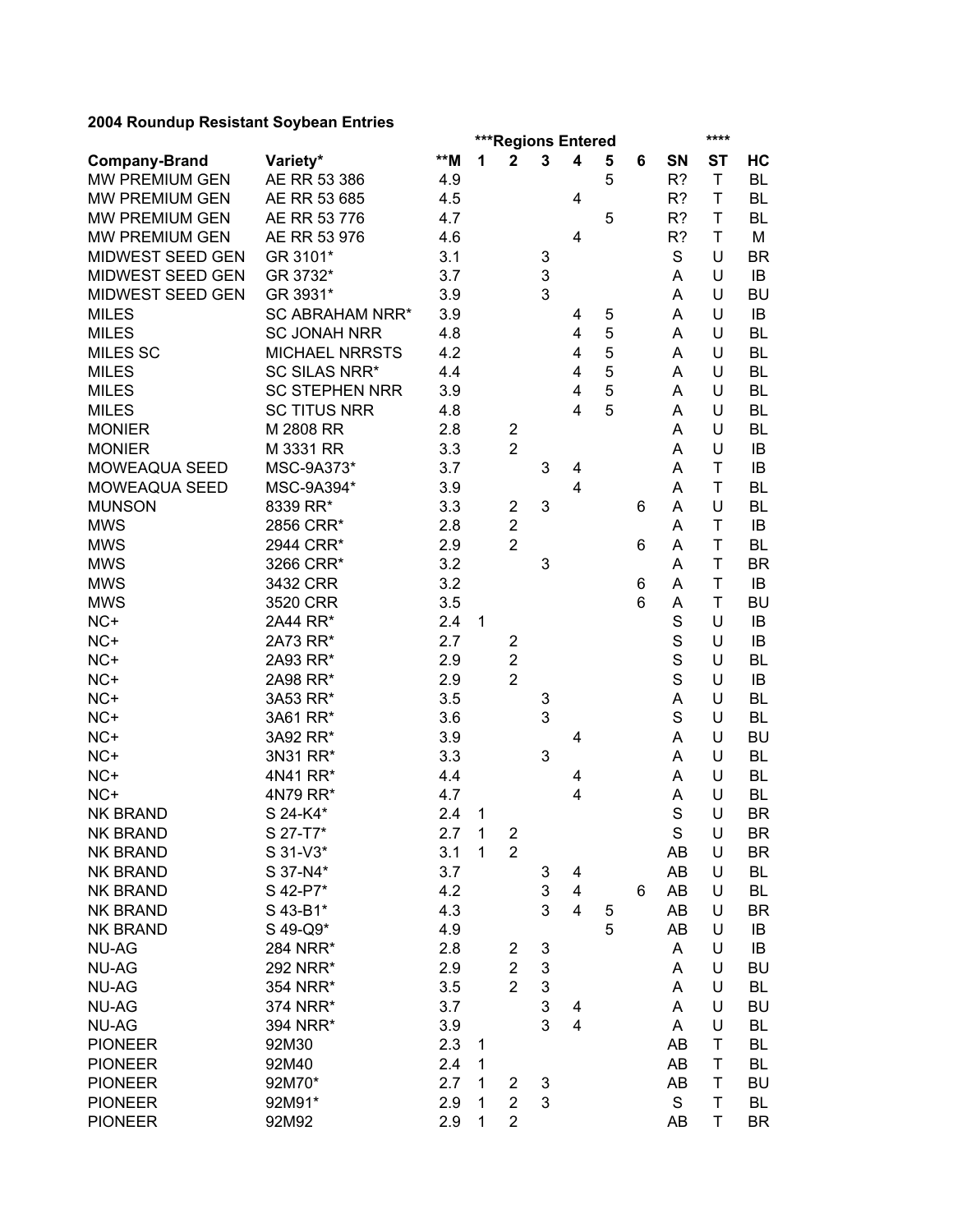**2004 Roundup Resistant Soybean Entries**

| Company-Brand | Variety* | **M | ***Regions Entered | | | | | | SN | **** ST | HC |
|---|---|---|---|---|---|---|---|---|---|---|---|
| | | | 1 | 2 | 3 | 4 | 5 | 6 | | | |
| MW PREMIUM GEN | AE RR 53 386 | 4.9 | | | | | 5 | | R? | T | BL |
| MW PREMIUM GEN | AE RR 53 685 | 4.5 | | | | 4 | | | R? | T | BL |
| MW PREMIUM GEN | AE RR 53 776 | 4.7 | | | | | 5 | | R? | T | BL |
| MW PREMIUM GEN | AE RR 53 976 | 4.6 | | | | 4 | | | R? | T | M |
| MIDWEST SEED GEN | GR 3101* | 3.1 | | | 3 | | | | S | U | BR |
| MIDWEST SEED GEN | GR 3732* | 3.7 | | | 3 | | | | A | U | IB |
| MIDWEST SEED GEN | GR 3931* | 3.9 | | | 3 | | | | A | U | BU |
| MILES | SC ABRAHAM NRR* | 3.9 | | | | 4 | 5 | | A | U | IB |
| MILES | SC JONAH NRR | 4.8 | | | | 4 | 5 | | A | U | BL |
| MILES SC | MICHAEL NRRSTS | 4.2 | | | | 4 | 5 | | A | U | BL |
| MILES | SC SILAS NRR* | 4.4 | | | | 4 | 5 | | A | U | BL |
| MILES | SC STEPHEN NRR | 3.9 | | | | 4 | 5 | | A | U | BL |
| MILES | SC TITUS NRR | 4.8 | | | | 4 | 5 | | A | U | BL |
| MONIER | M 2808 RR | 2.8 | | 2 | | | | | A | U | BL |
| MONIER | M 3331 RR | 3.3 | | 2 | | | | | A | U | IB |
| MOWEAQUA SEED | MSC-9A373* | 3.7 | | | 3 | 4 | | | A | T | IB |
| MOWEAQUA SEED | MSC-9A394* | 3.9 | | | | 4 | | | A | T | BL |
| MUNSON | 8339 RR* | 3.3 | | 2 | 3 | | | 6 | A | U | BL |
| MWS | 2856 CRR* | 2.8 | | 2 | | | | | A | T | IB |
| MWS | 2944 CRR* | 2.9 | | 2 | | | | 6 | A | T | BL |
| MWS | 3266 CRR* | 3.2 | | | 3 | | | | A | T | BR |
| MWS | 3432 CRR | 3.2 | | | | | | 6 | A | T | IB |
| MWS | 3520 CRR | 3.5 | | | | | | 6 | A | T | BU |
| NC+ | 2A44 RR* | 2.4 | 1 | | | | | | S | U | IB |
| NC+ | 2A73 RR* | 2.7 | | 2 | | | | | S | U | IB |
| NC+ | 2A93 RR* | 2.9 | | 2 | | | | | S | U | BL |
| NC+ | 2A98 RR* | 2.9 | | 2 | | | | | S | U | IB |
| NC+ | 3A53 RR* | 3.5 | | | 3 | | | | A | U | BL |
| NC+ | 3A61 RR* | 3.6 | | | 3 | | | | S | U | BL |
| NC+ | 3A92 RR* | 3.9 | | | | 4 | | | A | U | BU |
| NC+ | 3N31 RR* | 3.3 | | | 3 | | | | A | U | BL |
| NC+ | 4N41 RR* | 4.4 | | | | 4 | | | A | U | BL |
| NC+ | 4N79 RR* | 4.7 | | | | 4 | | | A | U | BL |
| NK BRAND | S 24-K4* | 2.4 | 1 | | | | | | S | U | BR |
| NK BRAND | S 27-T7* | 2.7 | 1 | 2 | | | | | S | U | BR |
| NK BRAND | S 31-V3* | 3.1 | 1 | 2 | | | | | AB | U | BR |
| NK BRAND | S 37-N4* | 3.7 | | | 3 | 4 | | | AB | U | BL |
| NK BRAND | S 42-P7* | 4.2 | | | 3 | 4 | | 6 | AB | U | BL |
| NK BRAND | S 43-B1* | 4.3 | | | 3 | 4 | 5 | | AB | U | BR |
| NK BRAND | S 49-Q9* | 4.9 | | | | | 5 | | AB | U | IB |
| NU-AG | 284 NRR* | 2.8 | | 2 | 3 | | | | A | U | IB |
| NU-AG | 292 NRR* | 2.9 | | 2 | 3 | | | | A | U | BU |
| NU-AG | 354 NRR* | 3.5 | | 2 | 3 | | | | A | U | BL |
| NU-AG | 374 NRR* | 3.7 | | | 3 | 4 | | | A | U | BU |
| NU-AG | 394 NRR* | 3.9 | | | 3 | 4 | | | A | U | BL |
| PIONEER | 92M30 | 2.3 | 1 | | | | | | AB | T | BL |
| PIONEER | 92M40 | 2.4 | 1 | | | | | | AB | T | BL |
| PIONEER | 92M70* | 2.7 | 1 | 2 | 3 | | | | AB | T | BU |
| PIONEER | 92M91* | 2.9 | 1 | 2 | 3 | | | | S | T | BL |
| PIONEER | 92M92 | 2.9 | 1 | 2 | | | | | AB | T | BR |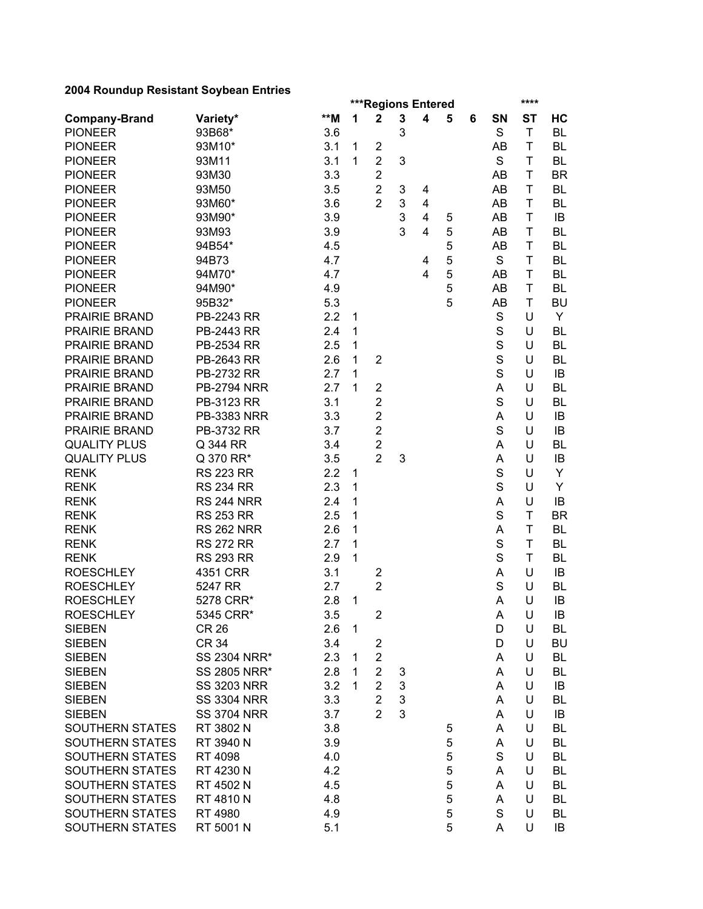**2004 Roundup Resistant Soybean Entries**

| Company-Brand | Variety* | **M | ***Regions Entered | | | | | | SN | **** ST | HC |
|---|---|---|---|---|---|---|---|---|---|---|---|
| | | | 1 | 2 | 3 | 4 | 5 | 6 | | | |
| PIONEER | 93B68* | 3.6 | | | 3 | | | | S | T | BL |
| PIONEER | 93M10* | 3.1 | 1 | 2 | | | | | AB | T | BL |
| PIONEER | 93M11 | 3.1 | 1 | 2 | 3 | | | | S | T | BL |
| PIONEER | 93M30 | 3.3 | | 2 | | | | | AB | T | BR |
| PIONEER | 93M50 | 3.5 | | 2 | 3 | 4 | | | AB | T | BL |
| PIONEER | 93M60* | 3.6 | | 2 | 3 | 4 | | | AB | T | BL |
| PIONEER | 93M90* | 3.9 | | | 3 | 4 | 5 | | AB | T | IB |
| PIONEER | 93M93 | 3.9 | | | 3 | 4 | 5 | | AB | T | BL |
| PIONEER | 94B54* | 4.5 | | | | | 5 | | AB | T | BL |
| PIONEER | 94B73 | 4.7 | | | | 4 | 5 | | S | T | BL |
| PIONEER | 94M70* | 4.7 | | | | 4 | 5 | | AB | T | BL |
| PIONEER | 94M90* | 4.9 | | | | | 5 | | AB | T | BL |
| PIONEER | 95B32* | 5.3 | | | | | 5 | | AB | T | BU |
| PRAIRIE BRAND | PB-2243 RR | 2.2 | 1 | | | | | | S | U | Y |
| PRAIRIE BRAND | PB-2443 RR | 2.4 | 1 | | | | | | S | U | BL |
| PRAIRIE BRAND | PB-2534 RR | 2.5 | 1 | | | | | | S | U | BL |
| PRAIRIE BRAND | PB-2643 RR | 2.6 | 1 | 2 | | | | | S | U | BL |
| PRAIRIE BRAND | PB-2732 RR | 2.7 | 1 | | | | | | S | U | IB |
| PRAIRIE BRAND | PB-2794 NRR | 2.7 | 1 | 2 | | | | | A | U | BL |
| PRAIRIE BRAND | PB-3123 RR | 3.1 | | 2 | | | | | S | U | BL |
| PRAIRIE BRAND | PB-3383 NRR | 3.3 | | 2 | | | | | A | U | IB |
| PRAIRIE BRAND | PB-3732 RR | 3.7 | | 2 | | | | | S | U | IB |
| QUALITY PLUS | Q 344 RR | 3.4 | | 2 | | | | | A | U | BL |
| QUALITY PLUS | Q 370 RR* | 3.5 | | 2 | 3 | | | | A | U | IB |
| RENK | RS 223 RR | 2.2 | 1 | | | | | | S | U | Y |
| RENK | RS 234 RR | 2.3 | 1 | | | | | | S | U | Y |
| RENK | RS 244 NRR | 2.4 | 1 | | | | | | A | U | IB |
| RENK | RS 253 RR | 2.5 | 1 | | | | | | S | T | BR |
| RENK | RS 262 NRR | 2.6 | 1 | | | | | | A | T | BL |
| RENK | RS 272 RR | 2.7 | 1 | | | | | | S | T | BL |
| RENK | RS 293 RR | 2.9 | 1 | | | | | | S | T | BL |
| ROESCHLEY | 4351 CRR | 3.1 | | 2 | | | | | A | U | IB |
| ROESCHLEY | 5247 RR | 2.7 | | 2 | | | | | S | U | BL |
| ROESCHLEY | 5278 CRR* | 2.8 | 1 | | | | | | A | U | IB |
| ROESCHLEY | 5345 CRR* | 3.5 | | 2 | | | | | A | U | IB |
| SIEBEN | CR 26 | 2.6 | 1 | | | | | | D | U | BL |
| SIEBEN | CR 34 | 3.4 | | 2 | | | | | D | U | BU |
| SIEBEN | SS 2304 NRR* | 2.3 | 1 | 2 | | | | | A | U | BL |
| SIEBEN | SS 2805 NRR* | 2.8 | 1 | 2 | 3 | | | | A | U | BL |
| SIEBEN | SS 3203 NRR | 3.2 | 1 | 2 | 3 | | | | A | U | IB |
| SIEBEN | SS 3304 NRR | 3.3 | | 2 | 3 | | | | A | U | BL |
| SIEBEN | SS 3704 NRR | 3.7 | | 2 | 3 | | | | A | U | IB |
| SOUTHERN STATES | RT 3802 N | 3.8 | | | | | 5 | | A | U | BL |
| SOUTHERN STATES | RT 3940 N | 3.9 | | | | | 5 | | A | U | BL |
| SOUTHERN STATES | RT 4098 | 4.0 | | | | | 5 | | S | U | BL |
| SOUTHERN STATES | RT 4230 N | 4.2 | | | | | 5 | | A | U | BL |
| SOUTHERN STATES | RT 4502 N | 4.5 | | | | | 5 | | A | U | BL |
| SOUTHERN STATES | RT 4810 N | 4.8 | | | | | 5 | | A | U | BL |
| SOUTHERN STATES | RT 4980 | 4.9 | | | | | 5 | | S | U | BL |
| SOUTHERN STATES | RT 5001 N | 5.1 | | | | | 5 | | A | U | IB |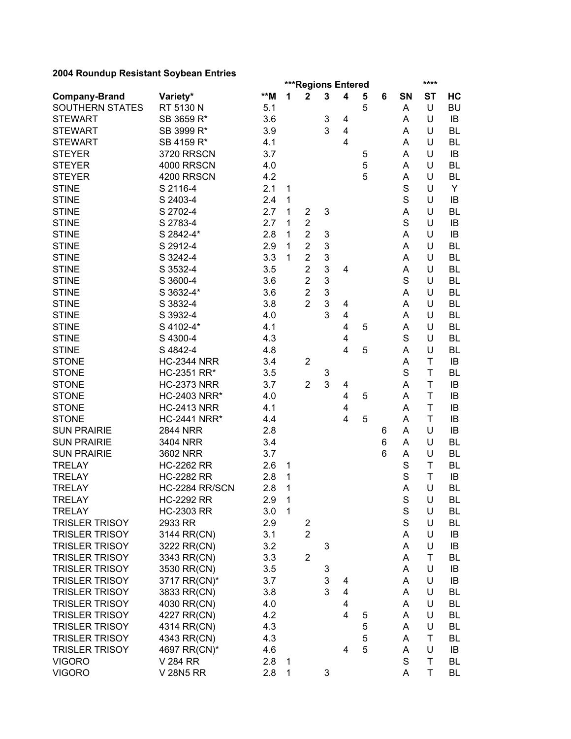**2004 Roundup Resistant Soybean Entries**

| Company-Brand | Variety* | **M | ***Regions Entered | | | | | | SN | **** ST | HC |
|---|---|---|---|---|---|---|---|---|---|---|---|
| | | | 1 | 2 | 3 | 4 | 5 | 6 | | | |
| SOUTHERN STATES | RT 5130 N | 5.1 | | | | | 5 | | A | U | BU |
| STEWART | SB 3659 R* | 3.6 | | | 3 | 4 | | | A | U | IB |
| STEWART | SB 3999 R* | 3.9 | | | 3 | 4 | | | A | U | BL |
| STEWART | SB 4159 R* | 4.1 | | | | 4 | | | A | U | BL |
| STEYER | 3720 RRSCN | 3.7 | | | | | 5 | | A | U | IB |
| STEYER | 4000 RRSCN | 4.0 | | | | | 5 | | A | U | BL |
| STEYER | 4200 RRSCN | 4.2 | | | | | 5 | | A | U | BL |
| STINE | S 2116-4 | 2.1 | 1 | | | | | | S | U | Y |
| STINE | S 2403-4 | 2.4 | 1 | | | | | | S | U | IB |
| STINE | S 2702-4 | 2.7 | 1 | 2 | 3 | | | | A | U | BL |
| STINE | S 2783-4 | 2.7 | 1 | 2 | | | | | S | U | IB |
| STINE | S 2842-4* | 2.8 | 1 | 2 | 3 | | | | A | U | IB |
| STINE | S 2912-4 | 2.9 | 1 | 2 | 3 | | | | A | U | BL |
| STINE | S 3242-4 | 3.3 | 1 | 2 | 3 | | | | A | U | BL |
| STINE | S 3532-4 | 3.5 | | 2 | 3 | 4 | | | A | U | BL |
| STINE | S 3600-4 | 3.6 | | 2 | 3 | | | | S | U | BL |
| STINE | S 3632-4* | 3.6 | | 2 | 3 | | | | A | U | BL |
| STINE | S 3832-4 | 3.8 | | 2 | 3 | 4 | | | A | U | BL |
| STINE | S 3932-4 | 4.0 | | | 3 | 4 | | | A | U | BL |
| STINE | S 4102-4* | 4.1 | | | | 4 | 5 | | A | U | BL |
| STINE | S 4300-4 | 4.3 | | | | 4 | | | S | U | BL |
| STINE | S 4842-4 | 4.8 | | | | 4 | 5 | | A | U | BL |
| STONE | HC-2344 NRR | 3.4 | | 2 | | | | | A | T | IB |
| STONE | HC-2351 RR* | 3.5 | | | 3 | | | | S | T | BL |
| STONE | HC-2373 NRR | 3.7 | | 2 | 3 | 4 | | | A | T | IB |
| STONE | HC-2403 NRR* | 4.0 | | | | 4 | 5 | | A | T | IB |
| STONE | HC-2413 NRR | 4.1 | | | | 4 | | | A | T | IB |
| STONE | HC-2441 NRR* | 4.4 | | | | 4 | 5 | | A | T | IB |
| SUN PRAIRIE | 2844 NRR | 2.8 | | | | | | 6 | A | U | IB |
| SUN PRAIRIE | 3404 NRR | 3.4 | | | | | | 6 | A | U | BL |
| SUN PRAIRIE | 3602 NRR | 3.7 | | | | | | 6 | A | U | BL |
| TRELAY | HC-2262 RR | 2.6 | 1 | | | | | | S | T | BL |
| TRELAY | HC-2282 RR | 2.8 | 1 | | | | | | S | T | IB |
| TRELAY | HC-2284 RR/SCN | 2.8 | 1 | | | | | | A | U | BL |
| TRELAY | HC-2292 RR | 2.9 | 1 | | | | | | S | U | BL |
| TRELAY | HC-2303 RR | 3.0 | 1 | | | | | | S | U | BL |
| TRISLER TRISOY | 2933 RR | 2.9 | | 2 | | | | | S | U | BL |
| TRISLER TRISOY | 3144 RR(CN) | 3.1 | | 2 | | | | | A | U | IB |
| TRISLER TRISOY | 3222 RR(CN) | 3.2 | | | 3 | | | | A | U | IB |
| TRISLER TRISOY | 3343 RR(CN) | 3.3 | | 2 | | | | | A | T | BL |
| TRISLER TRISOY | 3530 RR(CN) | 3.5 | | | 3 | | | | A | U | IB |
| TRISLER TRISOY | 3717 RR(CN)* | 3.7 | | | 3 | 4 | | | A | U | IB |
| TRISLER TRISOY | 3833 RR(CN) | 3.8 | | | 3 | 4 | | | A | U | BL |
| TRISLER TRISOY | 4030 RR(CN) | 4.0 | | | | 4 | | | A | U | BL |
| TRISLER TRISOY | 4227 RR(CN) | 4.2 | | | | 4 | 5 | | A | U | BL |
| TRISLER TRISOY | 4314 RR(CN) | 4.3 | | | | | 5 | | A | U | BL |
| TRISLER TRISOY | 4343 RR(CN) | 4.3 | | | | | 5 | | A | T | BL |
| TRISLER TRISOY | 4697 RR(CN)* | 4.6 | | | | 4 | 5 | | A | U | IB |
| VIGORO | V 284 RR | 2.8 | 1 | | | | | | S | T | BL |
| VIGORO | V 28N5 RR | 2.8 | 1 | | 3 | | | | A | T | BL |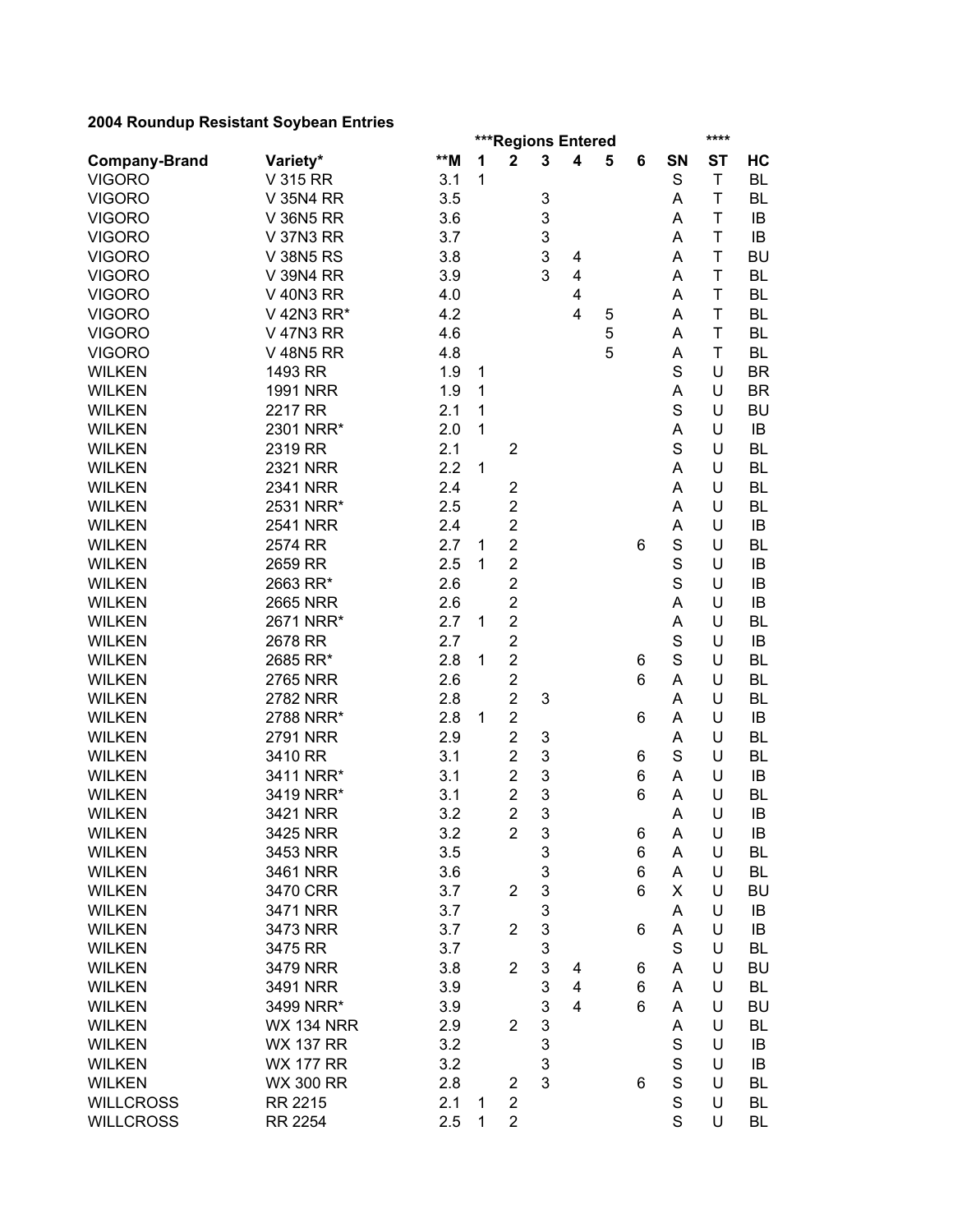**2004 Roundup Resistant Soybean Entries**

| Company-Brand | Variety* | **M | ***Regions Entered 1 | 2 | 3 | 4 | 5 | 6 | SN | **** ST | HC |
|---|---|---|---|---|---|---|---|---|---|---|---|
| VIGORO | V 315 RR | 3.1 | 1 | | | | | | S | T | BL |
| VIGORO | V 35N4 RR | 3.5 | | | 3 | | | | A | T | BL |
| VIGORO | V 36N5 RR | 3.6 | | | 3 | | | | A | T | IB |
| VIGORO | V 37N3 RR | 3.7 | | | 3 | | | | A | T | IB |
| VIGORO | V 38N5 RS | 3.8 | | | 3 | 4 | | | A | T | BU |
| VIGORO | V 39N4 RR | 3.9 | | | 3 | 4 | | | A | T | BL |
| VIGORO | V 40N3 RR | 4.0 | | | | 4 | | | A | T | BL |
| VIGORO | V 42N3 RR* | 4.2 | | | | 4 | 5 | | A | T | BL |
| VIGORO | V 47N3 RR | 4.6 | | | | | 5 | | A | T | BL |
| VIGORO | V 48N5 RR | 4.8 | | | | | 5 | | A | T | BL |
| WILKEN | 1493 RR | 1.9 | 1 | | | | | | S | U | BR |
| WILKEN | 1991 NRR | 1.9 | 1 | | | | | | A | U | BR |
| WILKEN | 2217 RR | 2.1 | 1 | | | | | | S | U | BU |
| WILKEN | 2301 NRR* | 2.0 | 1 | | | | | | A | U | IB |
| WILKEN | 2319 RR | 2.1 | | 2 | | | | | S | U | BL |
| WILKEN | 2321 NRR | 2.2 | 1 | | | | | | A | U | BL |
| WILKEN | 2341 NRR | 2.4 | | 2 | | | | | A | U | BL |
| WILKEN | 2531 NRR* | 2.5 | | 2 | | | | | A | U | BL |
| WILKEN | 2541 NRR | 2.4 | | 2 | | | | | A | U | IB |
| WILKEN | 2574 RR | 2.7 | 1 | 2 | | | | 6 | S | U | BL |
| WILKEN | 2659 RR | 2.5 | 1 | 2 | | | | | S | U | IB |
| WILKEN | 2663 RR* | 2.6 | | 2 | | | | | S | U | IB |
| WILKEN | 2665 NRR | 2.6 | | 2 | | | | | A | U | IB |
| WILKEN | 2671 NRR* | 2.7 | 1 | 2 | | | | | A | U | BL |
| WILKEN | 2678 RR | 2.7 | | 2 | | | | | S | U | IB |
| WILKEN | 2685 RR* | 2.8 | 1 | 2 | | | | 6 | S | U | BL |
| WILKEN | 2765 NRR | 2.6 | | 2 | | | | 6 | A | U | BL |
| WILKEN | 2782 NRR | 2.8 | | 2 | 3 | | | | A | U | BL |
| WILKEN | 2788 NRR* | 2.8 | 1 | 2 | | | | 6 | A | U | IB |
| WILKEN | 2791 NRR | 2.9 | | 2 | 3 | | | | A | U | BL |
| WILKEN | 3410 RR | 3.1 | | 2 | 3 | | | 6 | S | U | BL |
| WILKEN | 3411 NRR* | 3.1 | | 2 | 3 | | | 6 | A | U | IB |
| WILKEN | 3419 NRR* | 3.1 | | 2 | 3 | | | 6 | A | U | BL |
| WILKEN | 3421 NRR | 3.2 | | 2 | 3 | | | | A | U | IB |
| WILKEN | 3425 NRR | 3.2 | | 2 | 3 | | | 6 | A | U | IB |
| WILKEN | 3453 NRR | 3.5 | | | 3 | | | 6 | A | U | BL |
| WILKEN | 3461 NRR | 3.6 | | | 3 | | | 6 | A | U | BL |
| WILKEN | 3470 CRR | 3.7 | | 2 | 3 | | | 6 | X | U | BU |
| WILKEN | 3471 NRR | 3.7 | | | 3 | | | | A | U | IB |
| WILKEN | 3473 NRR | 3.7 | | 2 | 3 | | | 6 | A | U | IB |
| WILKEN | 3475 RR | 3.7 | | | 3 | | | | S | U | BL |
| WILKEN | 3479 NRR | 3.8 | | 2 | 3 | 4 | | 6 | A | U | BU |
| WILKEN | 3491 NRR | 3.9 | | | 3 | 4 | | 6 | A | U | BL |
| WILKEN | 3499 NRR* | 3.9 | | | 3 | 4 | | 6 | A | U | BU |
| WILKEN | WX 134 NRR | 2.9 | | 2 | 3 | | | | A | U | BL |
| WILKEN | WX 137 RR | 3.2 | | | 3 | | | | S | U | IB |
| WILKEN | WX 177 RR | 3.2 | | | 3 | | | | S | U | IB |
| WILKEN | WX 300 RR | 2.8 | | 2 | 3 | | | 6 | S | U | BL |
| WILLCROSS | RR 2215 | 2.1 | 1 | 2 | | | | | S | U | BL |
| WILLCROSS | RR 2254 | 2.5 | 1 | 2 | | | | | S | U | BL |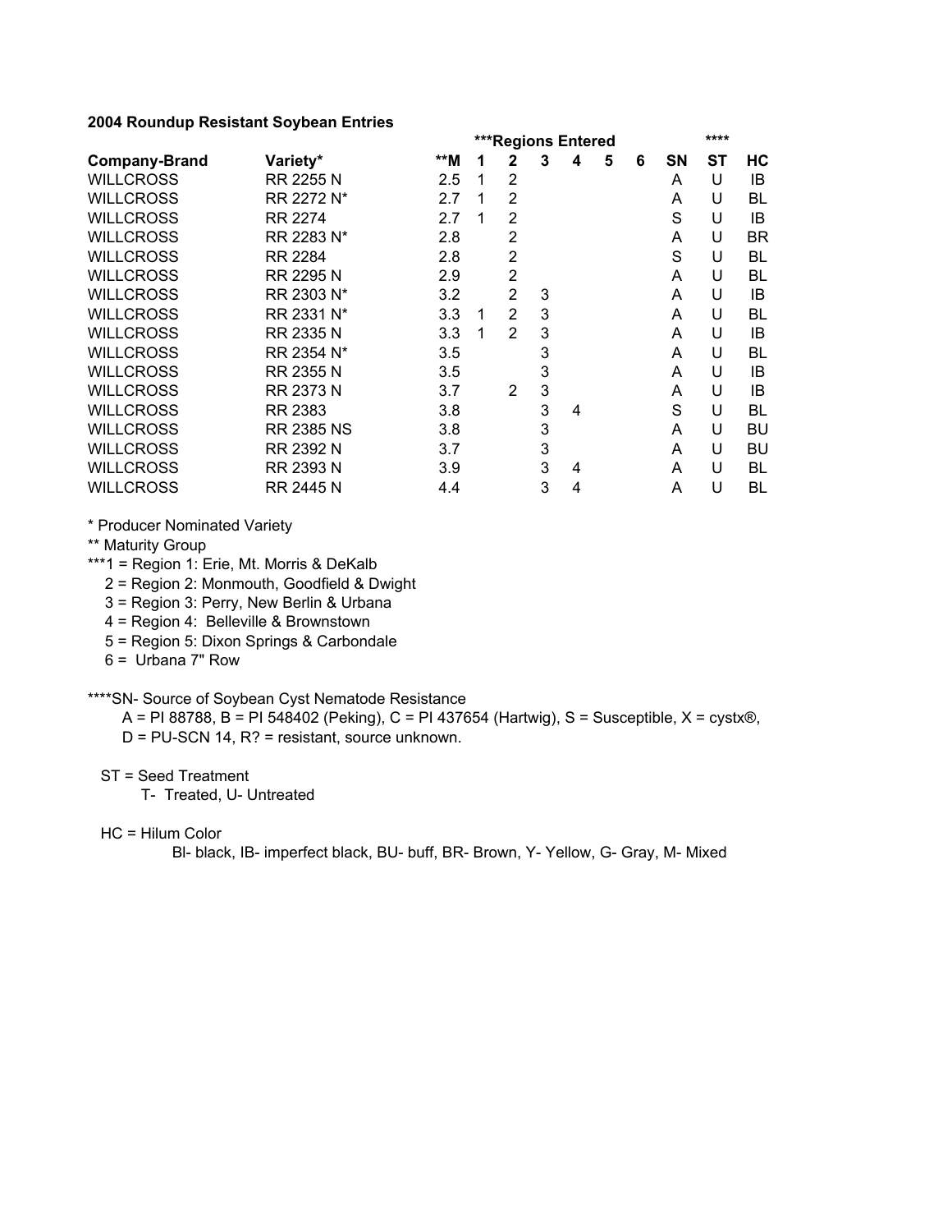**2004 Roundup Resistant Soybean Entries**

| Company-Brand | Variety* | **M | ***Regions Entered 1 | 2 | 3 | 4 | 5 | 6 | **** SN | ST | HC |
|---|---|---|---|---|---|---|---|---|---|---|---|
| WILLCROSS | RR 2255 N | 2.5 | 1 | 2 | | | | | A | U | IB |
| WILLCROSS | RR 2272 N* | 2.7 | 1 | 2 | | | | | A | U | BL |
| WILLCROSS | RR 2274 | 2.7 | 1 | 2 | | | | | S | U | IB |
| WILLCROSS | RR 2283 N* | 2.8 | | 2 | | | | | A | U | BR |
| WILLCROSS | RR 2284 | 2.8 | | 2 | | | | | S | U | BL |
| WILLCROSS | RR 2295 N | 2.9 | | 2 | | | | | A | U | BL |
| WILLCROSS | RR 2303 N* | 3.2 | | 2 | 3 | | | | A | U | IB |
| WILLCROSS | RR 2331 N* | 3.3 | 1 | 2 | 3 | | | | A | U | BL |
| WILLCROSS | RR 2335 N | 3.3 | 1 | 2 | 3 | | | | A | U | IB |
| WILLCROSS | RR 2354 N* | 3.5 | | | 3 | | | | A | U | BL |
| WILLCROSS | RR 2355 N | 3.5 | | | 3 | | | | A | U | IB |
| WILLCROSS | RR 2373 N | 3.7 | | 2 | 3 | | | | A | U | IB |
| WILLCROSS | RR 2383 | 3.8 | | | 3 | 4 | | | S | U | BL |
| WILLCROSS | RR 2385 NS | 3.8 | | | 3 | | | | A | U | BU |
| WILLCROSS | RR 2392 N | 3.7 | | | 3 | | | | A | U | BU |
| WILLCROSS | RR 2393 N | 3.9 | | | 3 | 4 | | | A | U | BL |
| WILLCROSS | RR 2445 N | 4.4 | | | 3 | 4 | | | A | U | BL |

\* Producer Nominated Variety

\*\* Maturity Group

\*\*\*1 = Region 1: Erie, Mt. Morris & DeKalb
2 = Region 2: Monmouth, Goodfield & Dwight
3 = Region 3: Perry, New Berlin & Urbana
4 = Region 4: Belleville & Brownstown
5 = Region 5: Dixon Springs & Carbondale
6 = Urbana 7" Row

\*\*\*\*SN- Source of Soybean Cyst Nematode Resistance
A = PI 88788, B = PI 548402 (Peking), C = PI 437654 (Hartwig), S = Susceptible, X = cystx®, D = PU-SCN 14, R? = resistant, source unknown.

ST = Seed Treatment
T- Treated, U- Untreated

HC = Hilum Color
Bl- black, IB- imperfect black, BU- buff, BR- Brown, Y- Yellow, G- Gray, M- Mixed